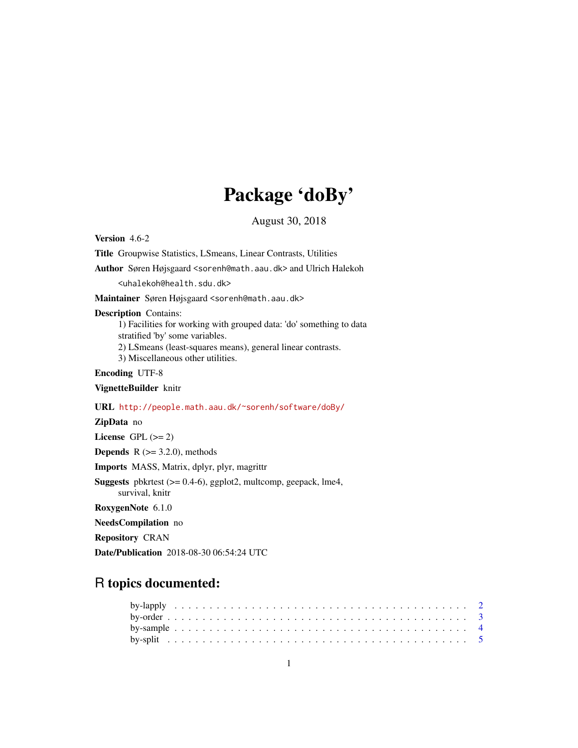# Package 'doBy'

August 30, 2018

**Version** 4.6-2

**Title** Groupwise Statistics, LSmeans, Linear Contrasts, Utilities

**Author** Søren Højsgaard <sorenh@math.aau.dk> and Ulrich Halekoh <uhalekoh@health.sdu.dk>

**Maintainer** Søren Højsgaard <sorenh@math.aau.dk>

**Description** Contains:
1) Facilities for working with grouped data: 'do' something to data stratified 'by' some variables.
2) LSmeans (least-squares means), general linear contrasts.
3) Miscellaneous other utilities.

**Encoding** UTF-8

**VignetteBuilder** knitr

**URL** http://people.math.aau.dk/~sorenh/software/doBy/

**ZipData** no

**License** GPL (>= 2)

**Depends** R (>= 3.2.0), methods

**Imports** MASS, Matrix, dplyr, plyr, magrittr

**Suggests** pbkrtest (>= 0.4-6), ggplot2, multcomp, geepack, lme4, survival, knitr

**RoxygenNote** 6.1.0

**NeedsCompilation** no

**Repository** CRAN

**Date/Publication** 2018-08-30 06:54:24 UTC

## R topics documented:

by-lapply . . . . . . . . . . . . . . . . . . . . . . . . . . . . . . . . . . . . . . . . 2
by-order . . . . . . . . . . . . . . . . . . . . . . . . . . . . . . . . . . . . . . . . 3
by-sample . . . . . . . . . . . . . . . . . . . . . . . . . . . . . . . . . . . . . . . . 4
by-split . . . . . . . . . . . . . . . . . . . . . . . . . . . . . . . . . . . . . . . . 5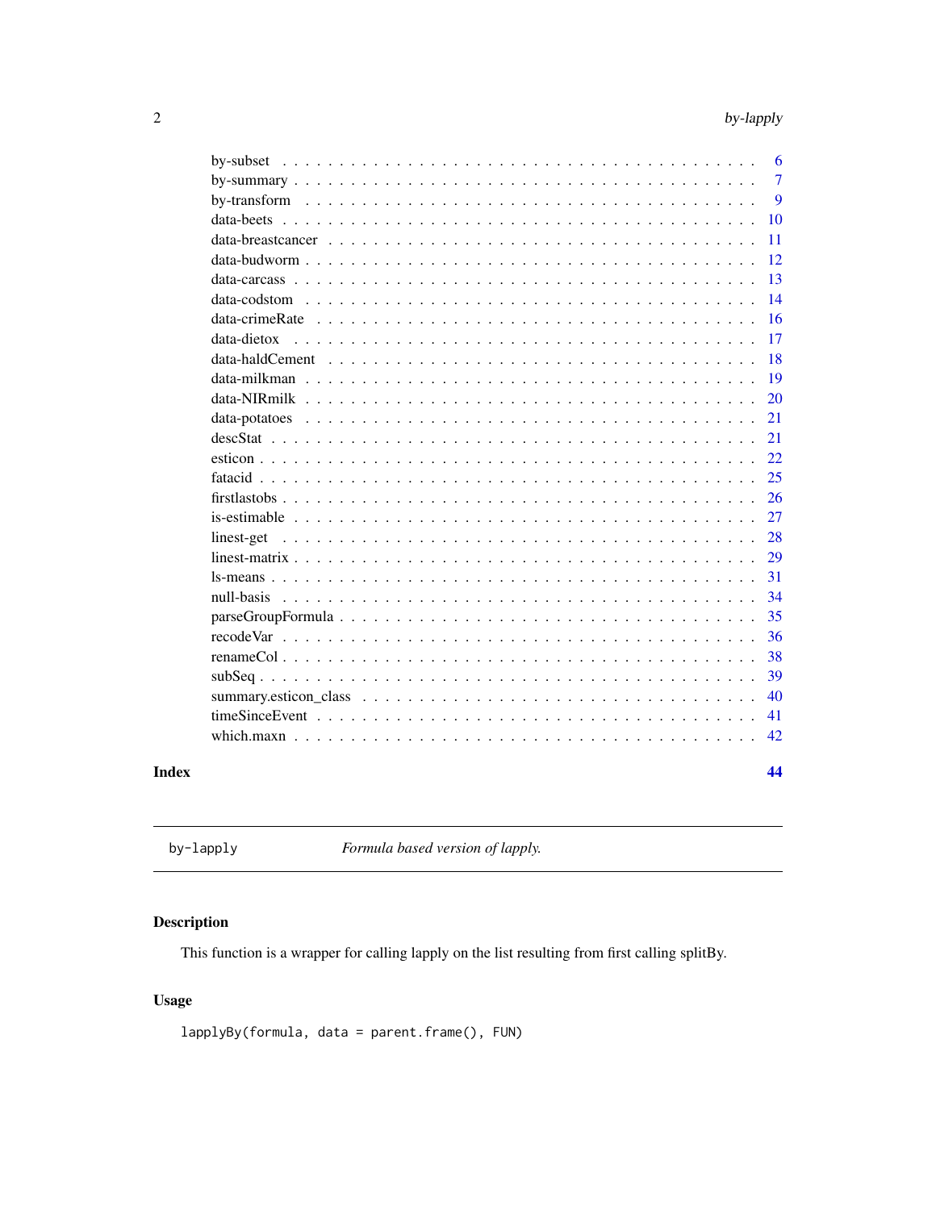| | |
|---|---|
| by-subset | 6 |
| by-summary | 7 |
| by-transform | 9 |
| data-beets | 10 |
| data-breastcancer | 11 |
| data-budworm | 12 |
| data-carcass | 13 |
| data-codstom | 14 |
| data-crimeRate | 16 |
| data-dietox | 17 |
| data-haldCement | 18 |
| data-milkman | 19 |
| data-NIRmilk | 20 |
| data-potatoes | 21 |
| descStat | 21 |
| esticon | 22 |
| fatacid | 25 |
| firstlastobs | 26 |
| is-estimable | 27 |
| linest-get | 28 |
| linest-matrix | 29 |
| ls-means | 31 |
| null-basis | 34 |
| parseGroupFormula | 35 |
| recodeVar | 36 |
| renameCol | 38 |
| subSeq | 39 |
| summary.esticon_class | 40 |
| timeSinceEvent | 41 |
| which.maxn | 42 |

**Index** **44**

---

`by-lapply` *Formula based version of lapply.*

---

## Description

This function is a wrapper for calling lapply on the list resulting from first calling splitBy.

## Usage

```
lapplyBy(formula, data = parent.frame(), FUN)
```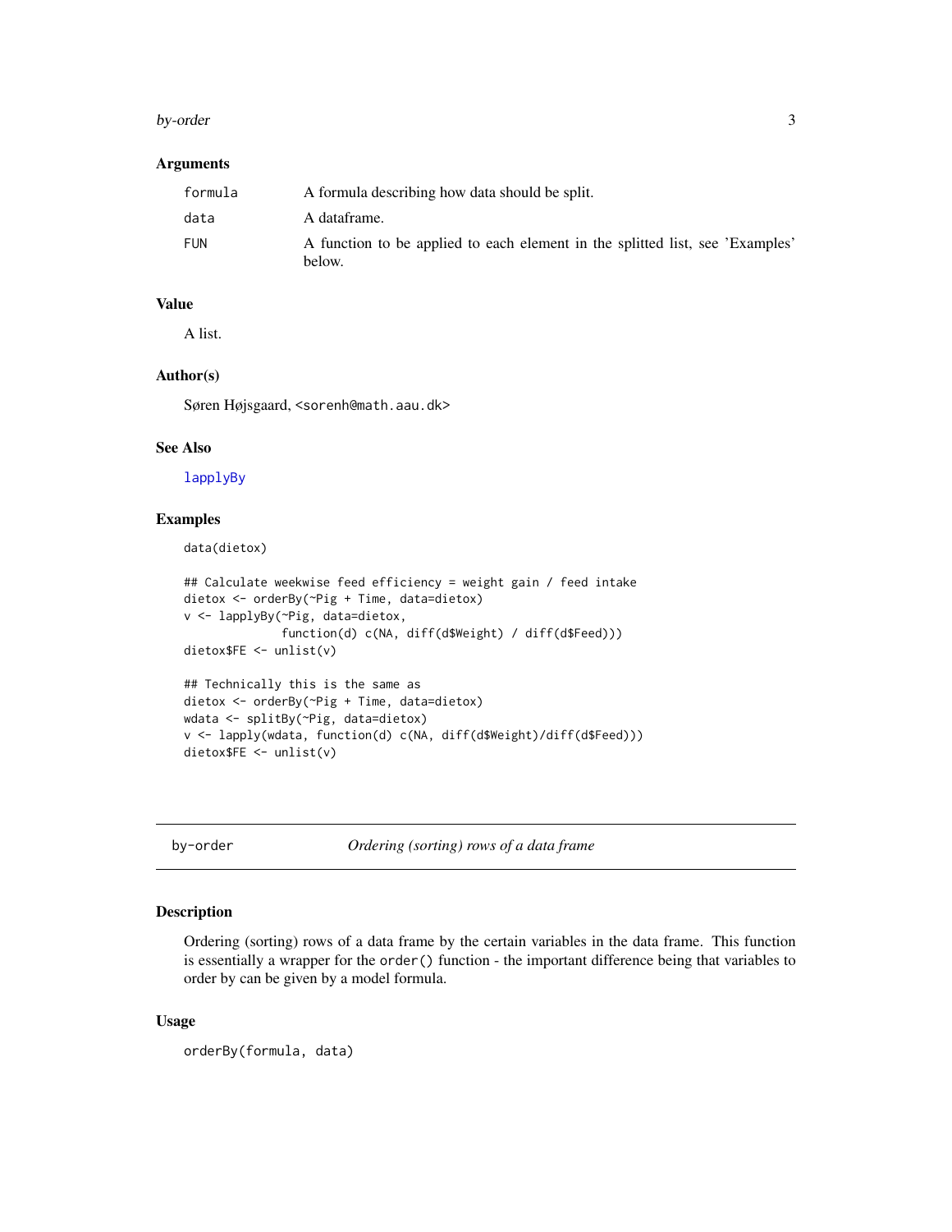### Arguments

| | |
|---|---|
| `formula` | A formula describing how data should be split. |
| `data` | A dataframe. |
| `FUN` | A function to be applied to each element in the splitted list, see 'Examples' below. |

### Value

A list.

### Author(s)

Søren Højsgaard, <sorenh@math.aau.dk>

### See Also

`lapplyBy`

### Examples

```
data(dietox)

## Calculate weekwise feed efficiency = weight gain / feed intake
dietox <- orderBy(~Pig + Time, data=dietox)
v <- lapplyBy(~Pig, data=dietox,
              function(d) c(NA, diff(d$Weight) / diff(d$Feed)))
dietox$FE <- unlist(v)

## Technically this is the same as
dietox <- orderBy(~Pig + Time, data=dietox)
wdata <- splitBy(~Pig, data=dietox)
v <- lapply(wdata, function(d) c(NA, diff(d$Weight)/diff(d$Feed)))
dietox$FE <- unlist(v)
```

---

## by-order — *Ordering (sorting) rows of a data frame*

### Description

Ordering (sorting) rows of a data frame by the certain variables in the data frame. This function is essentially a wrapper for the `order()` function - the important difference being that variables to order by can be given by a model formula.

### Usage

```
orderBy(formula, data)
```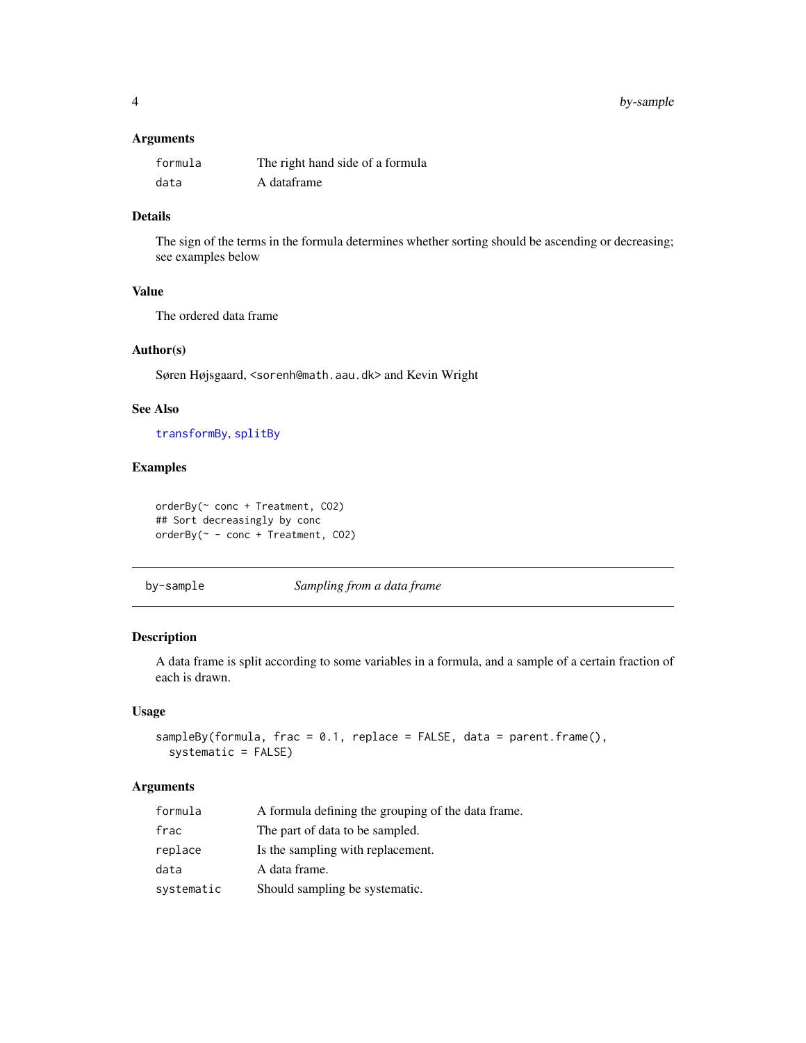### Arguments

| | |
|---|---|
| `formula` | The right hand side of a formula |
| `data` | A dataframe |

### Details

The sign of the terms in the formula determines whether sorting should be ascending or decreasing; see examples below

### Value

The ordered data frame

### Author(s)

Søren Højsgaard, <sorenh@math.aau.dk> and Kevin Wright

### See Also

`transformBy`, `splitBy`

### Examples

```
orderBy(~ conc + Treatment, CO2)
## Sort decreasingly by conc
orderBy(~ - conc + Treatment, CO2)
```

---

## by-sample — *Sampling from a data frame*

### Description

A data frame is split according to some variables in a formula, and a sample of a certain fraction of each is drawn.

### Usage

```
sampleBy(formula, frac = 0.1, replace = FALSE, data = parent.frame(),
  systematic = FALSE)
```

### Arguments

| | |
|---|---|
| `formula` | A formula defining the grouping of the data frame. |
| `frac` | The part of data to be sampled. |
| `replace` | Is the sampling with replacement. |
| `data` | A data frame. |
| `systematic` | Should sampling be systematic. |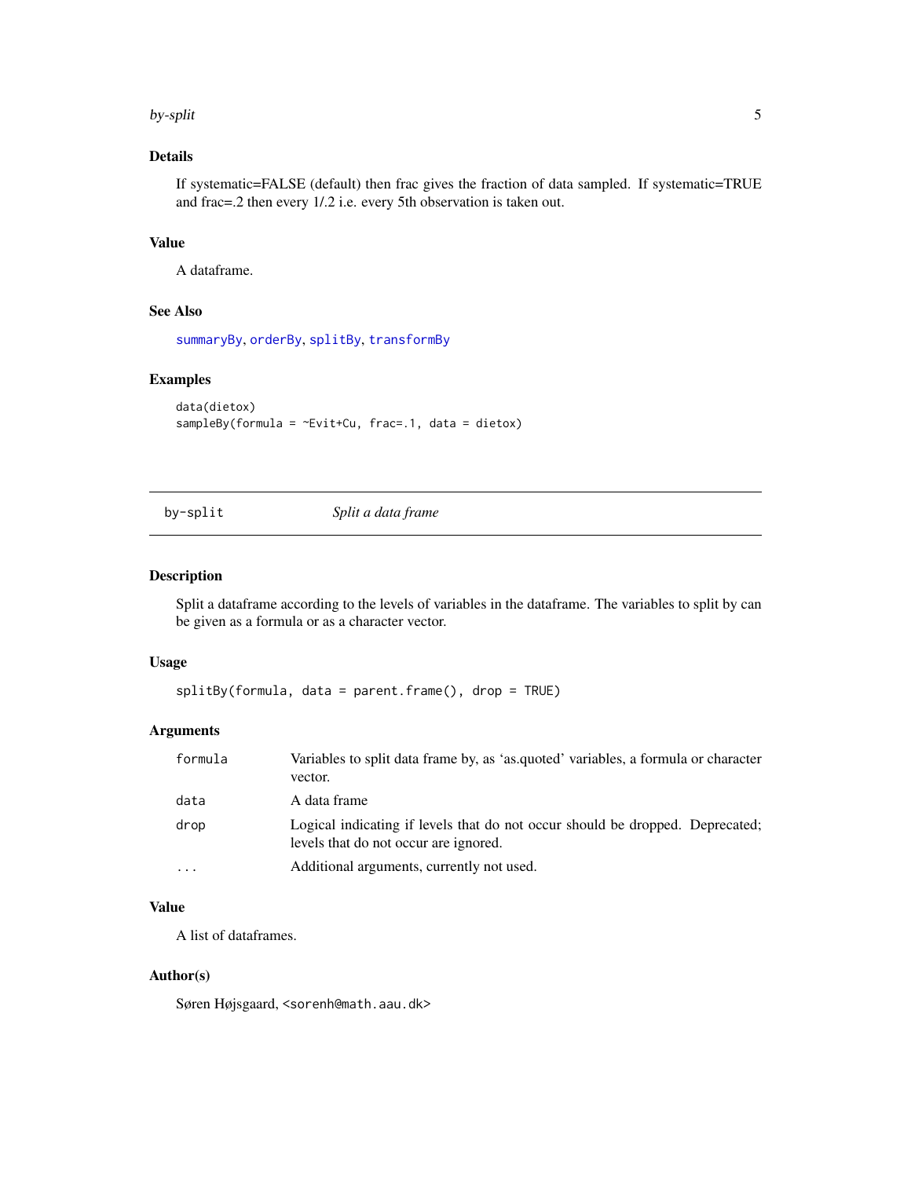### Details

If systematic=FALSE (default) then frac gives the fraction of data sampled. If systematic=TRUE and frac=.2 then every 1/.2 i.e. every 5th observation is taken out.

### Value

A dataframe.

### See Also

summaryBy, orderBy, splitBy, transformBy

### Examples

```
data(dietox)
sampleBy(formula = ~Evit+Cu, frac=.1, data = dietox)
```

---

## by-split — *Split a data frame*

---

### Description

Split a dataframe according to the levels of variables in the dataframe. The variables to split by can be given as a formula or as a character vector.

### Usage

```
splitBy(formula, data = parent.frame(), drop = TRUE)
```

### Arguments

| | |
|---|---|
| formula | Variables to split data frame by, as 'as.quoted' variables, a formula or character vector. |
| data | A data frame |
| drop | Logical indicating if levels that do not occur should be dropped. Deprecated; levels that do not occur are ignored. |
| ... | Additional arguments, currently not used. |

### Value

A list of dataframes.

### Author(s)

Søren Højsgaard, <sorenh@math.aau.dk>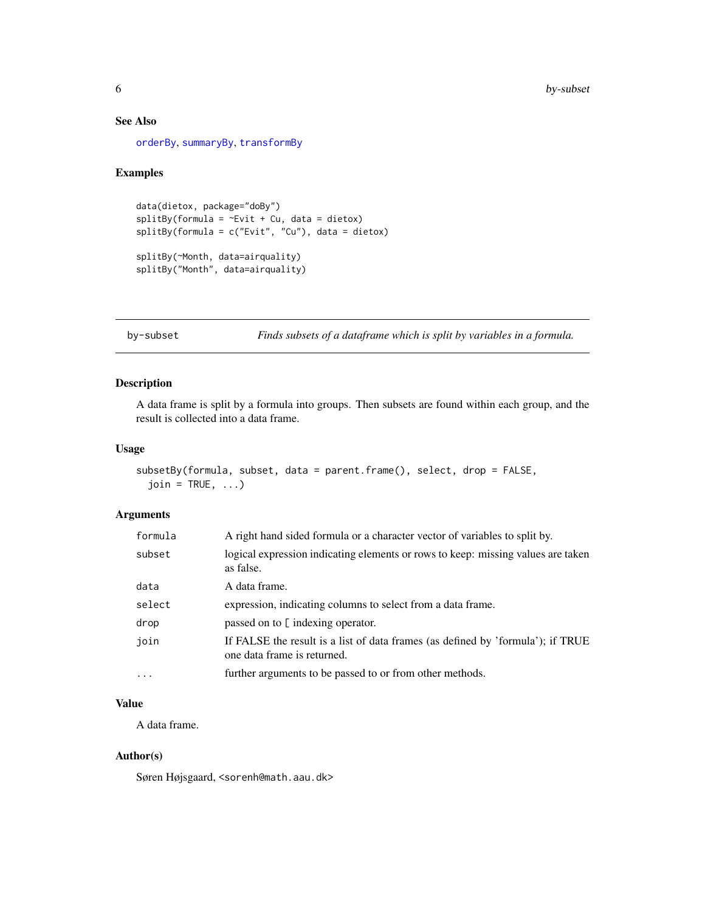### See Also

orderBy, summaryBy, transformBy

### Examples

```
data(dietox, package="doBy")
splitBy(formula = ~Evit + Cu, data = dietox)
splitBy(formula = c("Evit", "Cu"), data = dietox)

splitBy(~Month, data=airquality)
splitBy("Month", data=airquality)
```

---

## by-subset — *Finds subsets of a dataframe which is split by variables in a formula.*

### Description

A data frame is split by a formula into groups. Then subsets are found within each group, and the result is collected into a data frame.

### Usage

```
subsetBy(formula, subset, data = parent.frame(), select, drop = FALSE,
  join = TRUE, ...)
```

### Arguments

| | |
|---|---|
| `formula` | A right hand sided formula or a character vector of variables to split by. |
| `subset` | logical expression indicating elements or rows to keep: missing values are taken as false. |
| `data` | A data frame. |
| `select` | expression, indicating columns to select from a data frame. |
| `drop` | passed on to `[` indexing operator. |
| `join` | If FALSE the result is a list of data frames (as defined by 'formula'); if TRUE one data frame is returned. |
| `...` | further arguments to be passed to or from other methods. |

### Value

A data frame.

### Author(s)

Søren Højsgaard, <sorenh@math.aau.dk>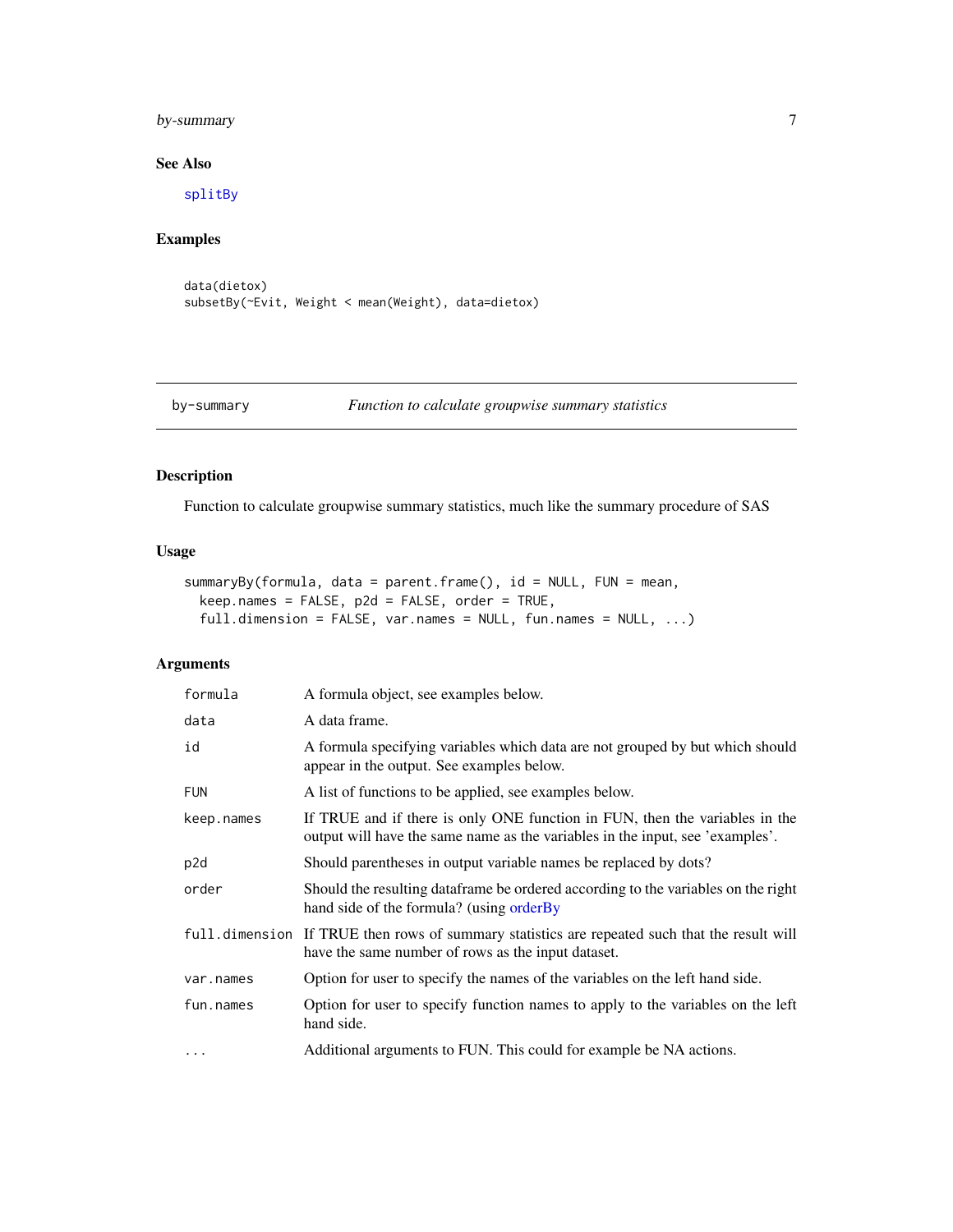## See Also

splitBy

## Examples

```
data(dietox)
subsetBy(~Evit, Weight < mean(Weight), data=dietox)
```

---

# by-summary — *Function to calculate groupwise summary statistics*

## Description

Function to calculate groupwise summary statistics, much like the summary procedure of SAS

## Usage

```
summaryBy(formula, data = parent.frame(), id = NULL, FUN = mean,
  keep.names = FALSE, p2d = FALSE, order = TRUE,
  full.dimension = FALSE, var.names = NULL, fun.names = NULL, ...)
```

## Arguments

| | |
|---|---|
| `formula` | A formula object, see examples below. |
| `data` | A data frame. |
| `id` | A formula specifying variables which data are not grouped by but which should appear in the output. See examples below. |
| `FUN` | A list of functions to be applied, see examples below. |
| `keep.names` | If TRUE and if there is only ONE function in FUN, then the variables in the output will have the same name as the variables in the input, see 'examples'. |
| `p2d` | Should parentheses in output variable names be replaced by dots? |
| `order` | Should the resulting dataframe be ordered according to the variables on the right hand side of the formula? (using orderBy |
| `full.dimension` | If TRUE then rows of summary statistics are repeated such that the result will have the same number of rows as the input dataset. |
| `var.names` | Option for user to specify the names of the variables on the left hand side. |
| `fun.names` | Option for user to specify function names to apply to the variables on the left hand side. |
| `...` | Additional arguments to FUN. This could for example be NA actions. |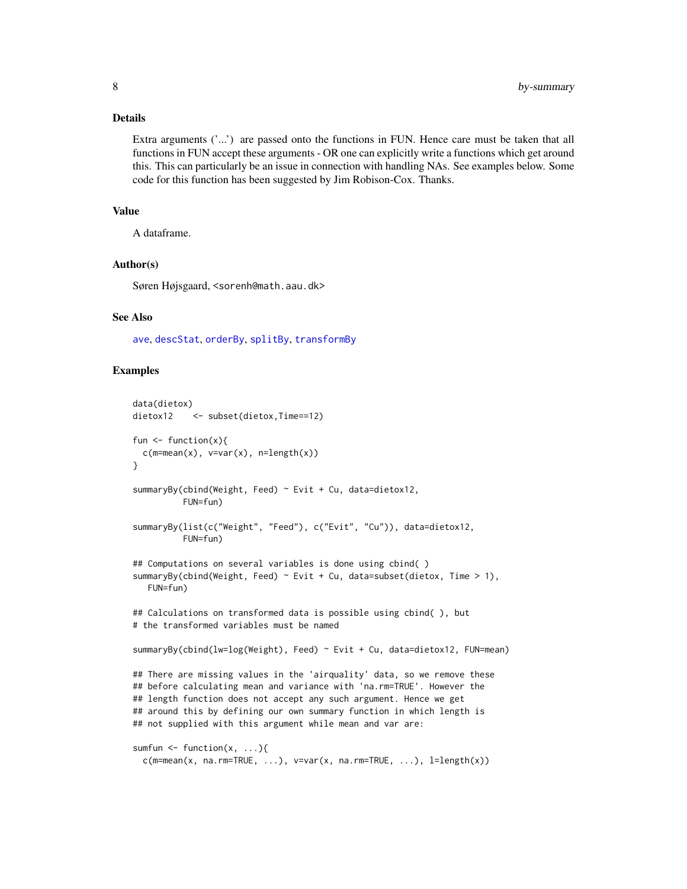## Details

Extra arguments ('...') are passed onto the functions in FUN. Hence care must be taken that all functions in FUN accept these arguments - OR one can explicitly write a functions which get around this. This can particularly be an issue in connection with handling NAs. See examples below. Some code for this function has been suggested by Jim Robison-Cox. Thanks.

## Value

A dataframe.

## Author(s)

Søren Højsgaard, <sorenh@math.aau.dk>

## See Also

ave, descStat, orderBy, splitBy, transformBy

## Examples

```
data(dietox)
dietox12    <- subset(dietox,Time==12)

fun <- function(x){
  c(m=mean(x), v=var(x), n=length(x))
}

summaryBy(cbind(Weight, Feed) ~ Evit + Cu, data=dietox12,
          FUN=fun)

summaryBy(list(c("Weight", "Feed"), c("Evit", "Cu")), data=dietox12,
          FUN=fun)

## Computations on several variables is done using cbind( )
summaryBy(cbind(Weight, Feed) ~ Evit + Cu, data=subset(dietox, Time > 1),
   FUN=fun)

## Calculations on transformed data is possible using cbind( ), but
# the transformed variables must be named

summaryBy(cbind(lw=log(Weight), Feed) ~ Evit + Cu, data=dietox12, FUN=mean)

## There are missing values in the 'airquality' data, so we remove these
## before calculating mean and variance with 'na.rm=TRUE'. However the
## length function does not accept any such argument. Hence we get
## around this by defining our own summary function in which length is
## not supplied with this argument while mean and var are:

sumfun <- function(x, ...){
  c(m=mean(x, na.rm=TRUE, ...), v=var(x, na.rm=TRUE, ...), l=length(x))
```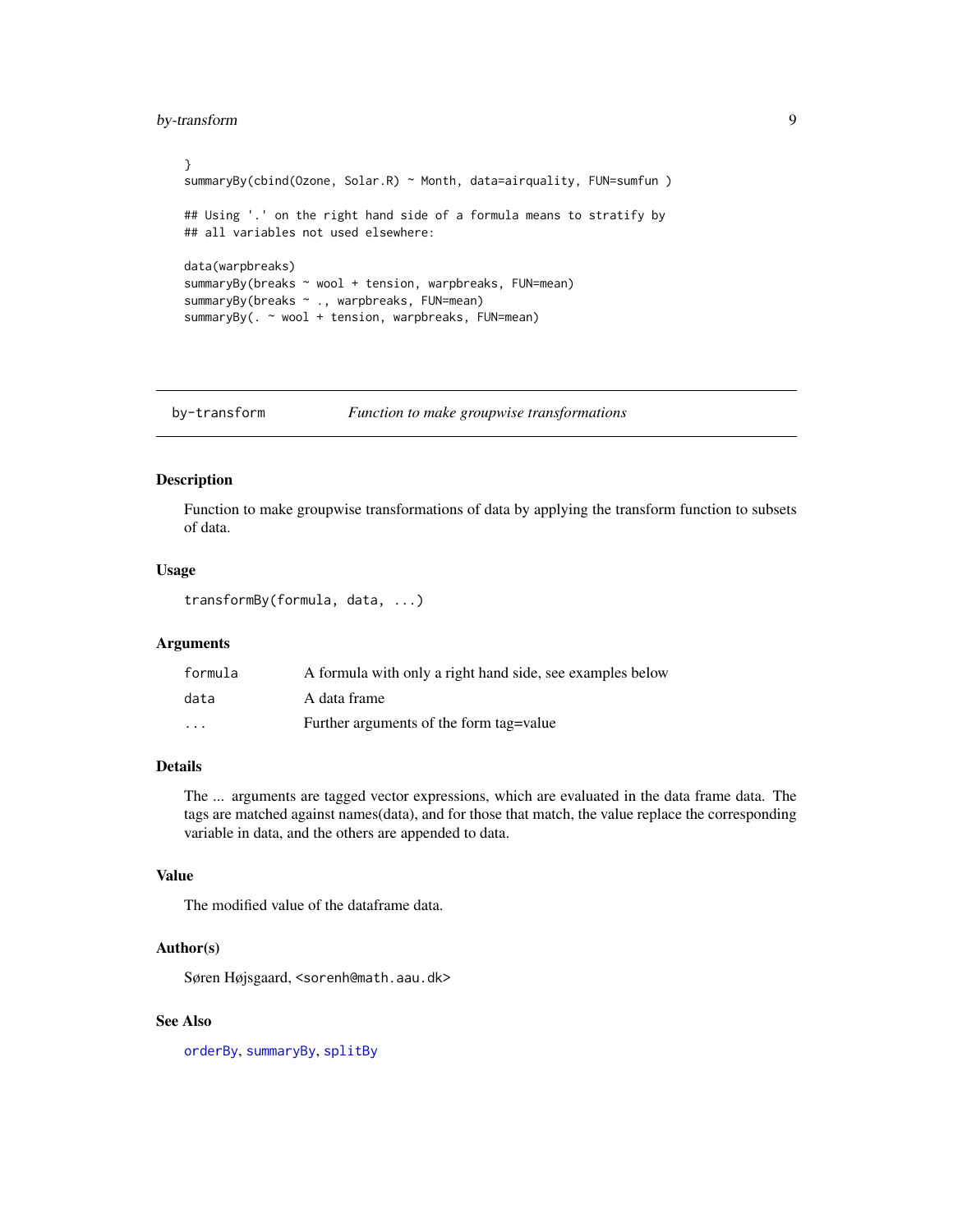```
}
summaryBy(cbind(Ozone, Solar.R) ~ Month, data=airquality, FUN=sumfun )

## Using '.' on the right hand side of a formula means to stratify by
## all variables not used elsewhere:

data(warpbreaks)
summaryBy(breaks ~ wool + tension, warpbreaks, FUN=mean)
summaryBy(breaks ~ ., warpbreaks, FUN=mean)
summaryBy(. ~ wool + tension, warpbreaks, FUN=mean)
```

---

## by-transform *Function to make groupwise transformations*

---

### Description

Function to make groupwise transformations of data by applying the transform function to subsets of data.

### Usage

```
transformBy(formula, data, ...)
```

### Arguments

| | |
|---|---|
| `formula` | A formula with only a right hand side, see examples below |
| `data` | A data frame |
| `...` | Further arguments of the form tag=value |

### Details

The ... arguments are tagged vector expressions, which are evaluated in the data frame data. The tags are matched against names(data), and for those that match, the value replace the corresponding variable in data, and the others are appended to data.

### Value

The modified value of the dataframe data.

### Author(s)

Søren Højsgaard, <sorenh@math.aau.dk>

### See Also

`orderBy`, `summaryBy`, `splitBy`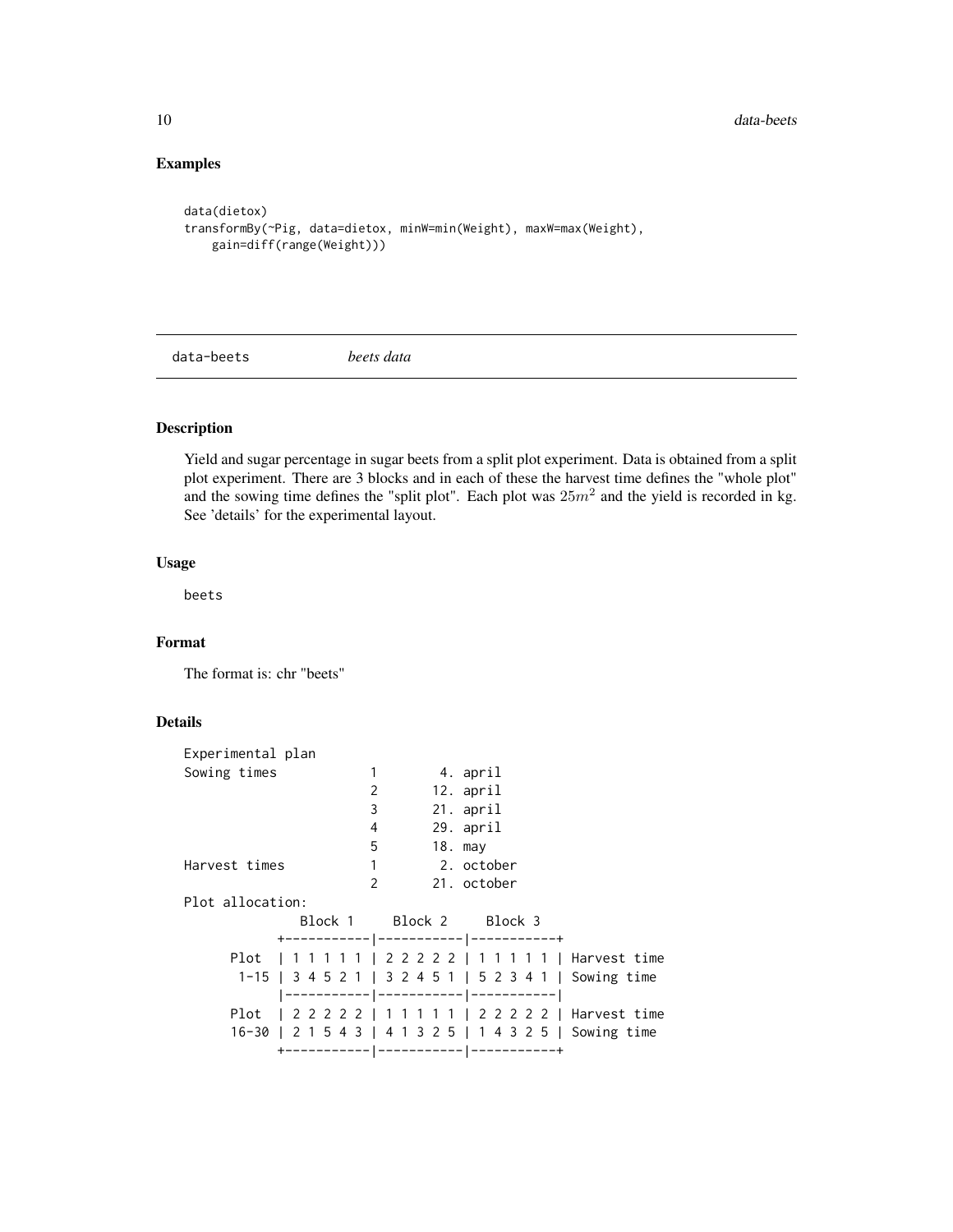## Examples

```
data(dietox)
transformBy(~Pig, data=dietox, minW=min(Weight), maxW=max(Weight),
    gain=diff(range(Weight)))
```

---

# data-beets *beets data*

---

### Description

Yield and sugar percentage in sugar beets from a split plot experiment. Data is obtained from a split plot experiment. There are 3 blocks and in each of these the harvest time defines the "whole plot" and the sowing time defines the "split plot". Each plot was $25m^2$ and the yield is recorded in kg. See 'details' for the experimental layout.

### Usage

```
beets
```

### Format

The format is: chr "beets"

### Details

```
Experimental plan
Sowing times          1        4. april
                      2       12. april
                      3       21. april
                      4       29. april
                      5       18. may
Harvest times         1        2. october
                      2       21. october
Plot allocation:
             Block 1     Block 2     Block 3
          +-----------|-----------|-----------+
      Plot  | 1 1 1 1 1 | 2 2 2 2 2 | 1 1 1 1 1 | Harvest time
       1-15 | 3 4 5 2 1 | 3 2 4 5 1 | 5 2 3 4 1 | Sowing time
          |-----------|-----------|-----------|
      Plot  | 2 2 2 2 2 | 1 1 1 1 1 | 2 2 2 2 2 | Harvest time
      16-30 | 2 1 5 4 3 | 4 1 3 2 5 | 1 4 3 2 5 | Sowing time
          +-----------|-----------|-----------+
```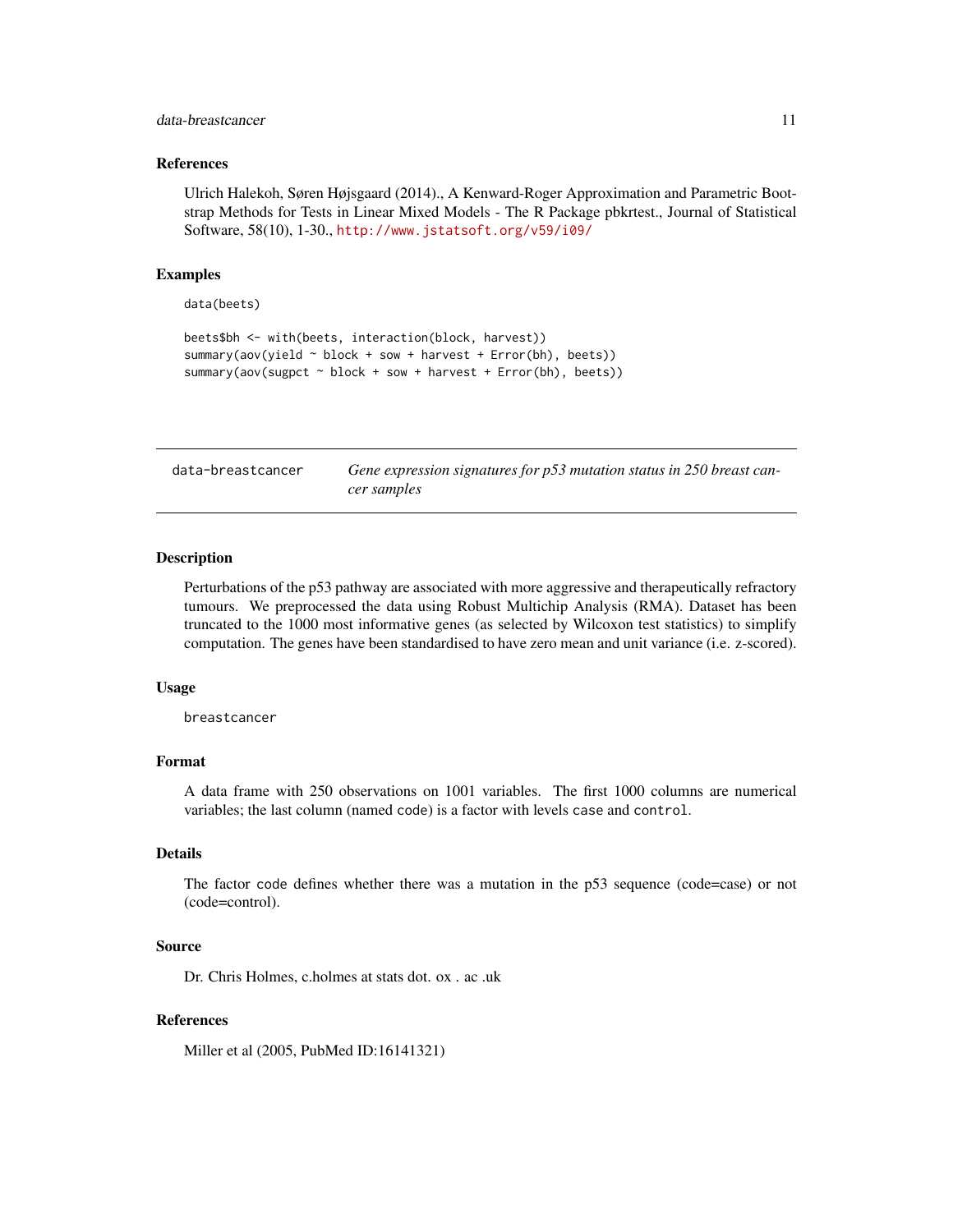### References

Ulrich Halekoh, Søren Højsgaard (2014)., A Kenward-Roger Approximation and Parametric Bootstrap Methods for Tests in Linear Mixed Models - The R Package pbkrtest., Journal of Statistical Software, 58(10), 1-30., http://www.jstatsoft.org/v59/i09/

### Examples

```
data(beets)

beets$bh <- with(beets, interaction(block, harvest))
summary(aov(yield ~ block + sow + harvest + Error(bh), beets))
summary(aov(sugpct ~ block + sow + harvest + Error(bh), beets))
```

---

## data-breastcancer — *Gene expression signatures for p53 mutation status in 250 breast cancer samples*

### Description

Perturbations of the p53 pathway are associated with more aggressive and therapeutically refractory tumours. We preprocessed the data using Robust Multichip Analysis (RMA). Dataset has been truncated to the 1000 most informative genes (as selected by Wilcoxon test statistics) to simplify computation. The genes have been standardised to have zero mean and unit variance (i.e. z-scored).

### Usage

```
breastcancer
```

### Format

A data frame with 250 observations on 1001 variables. The first 1000 columns are numerical variables; the last column (named `code`) is a factor with levels `case` and `control`.

### Details

The factor `code` defines whether there was a mutation in the p53 sequence (code=case) or not (code=control).

### Source

Dr. Chris Holmes, c.holmes at stats dot. ox . ac .uk

### References

Miller et al (2005, PubMed ID:16141321)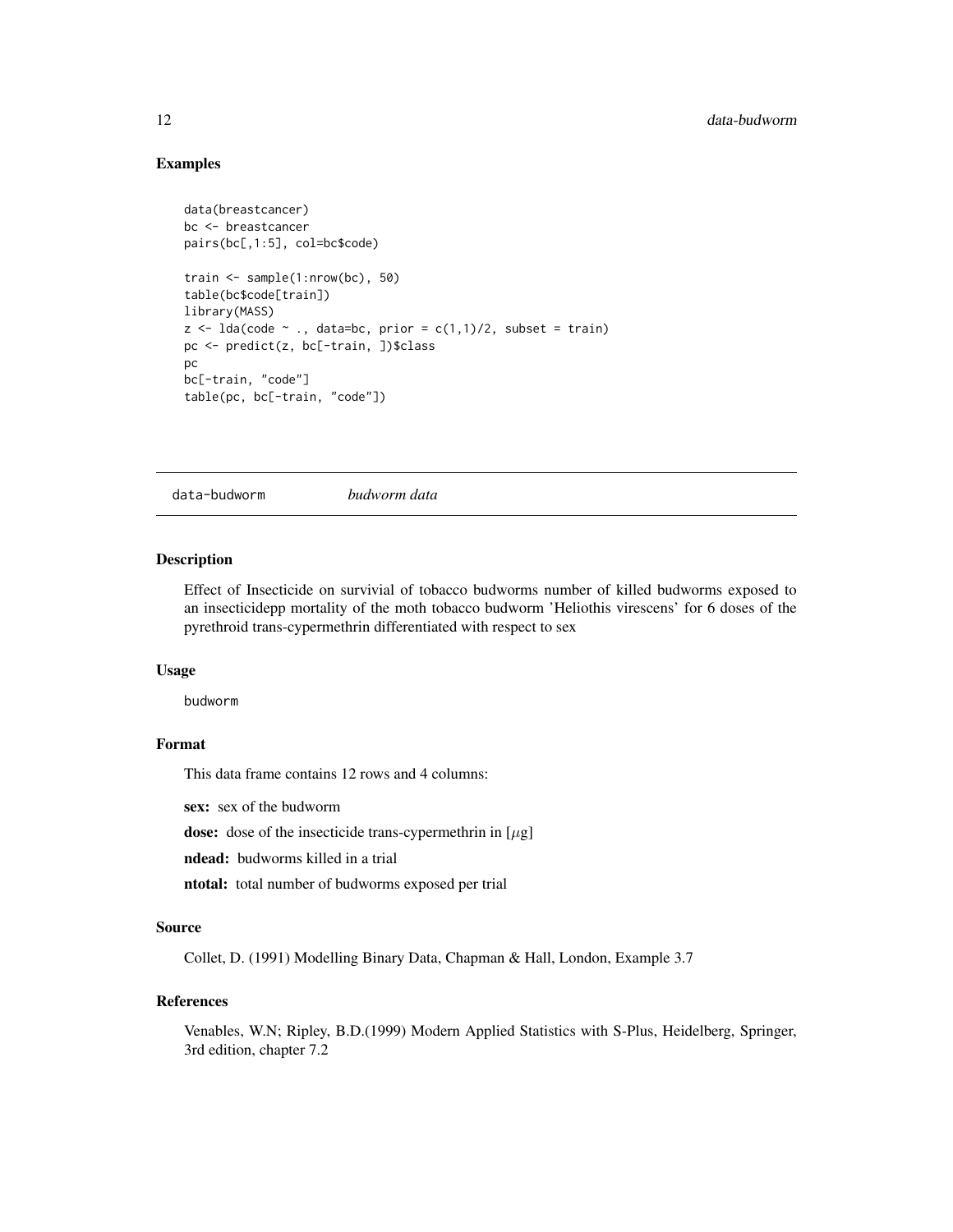## Examples

```
data(breastcancer)
bc <- breastcancer
pairs(bc[,1:5], col=bc$code)

train <- sample(1:nrow(bc), 50)
table(bc$code[train])
library(MASS)
z <- lda(code ~ ., data=bc, prior = c(1,1)/2, subset = train)
pc <- predict(z, bc[-train, ])$class
pc
bc[-train, "code"]
table(pc, bc[-train, "code"])
```

---

# data-budworm *budworm data*

---

## Description

Effect of Insecticide on survivial of tobacco budworms number of killed budworms exposed to an insecticidepp mortality of the moth tobacco budworm 'Heliothis virescens' for 6 doses of the pyrethroid trans-cypermethrin differentiated with respect to sex

## Usage

```
budworm
```

## Format

This data frame contains 12 rows and 4 columns:

**sex:** sex of the budworm

**dose:** dose of the insecticide trans-cypermethrin in [$\mu$g]

**ndead:** budworms killed in a trial

**ntotal:** total number of budworms exposed per trial

## Source

Collet, D. (1991) Modelling Binary Data, Chapman & Hall, London, Example 3.7

## References

Venables, W.N; Ripley, B.D.(1999) Modern Applied Statistics with S-Plus, Heidelberg, Springer, 3rd edition, chapter 7.2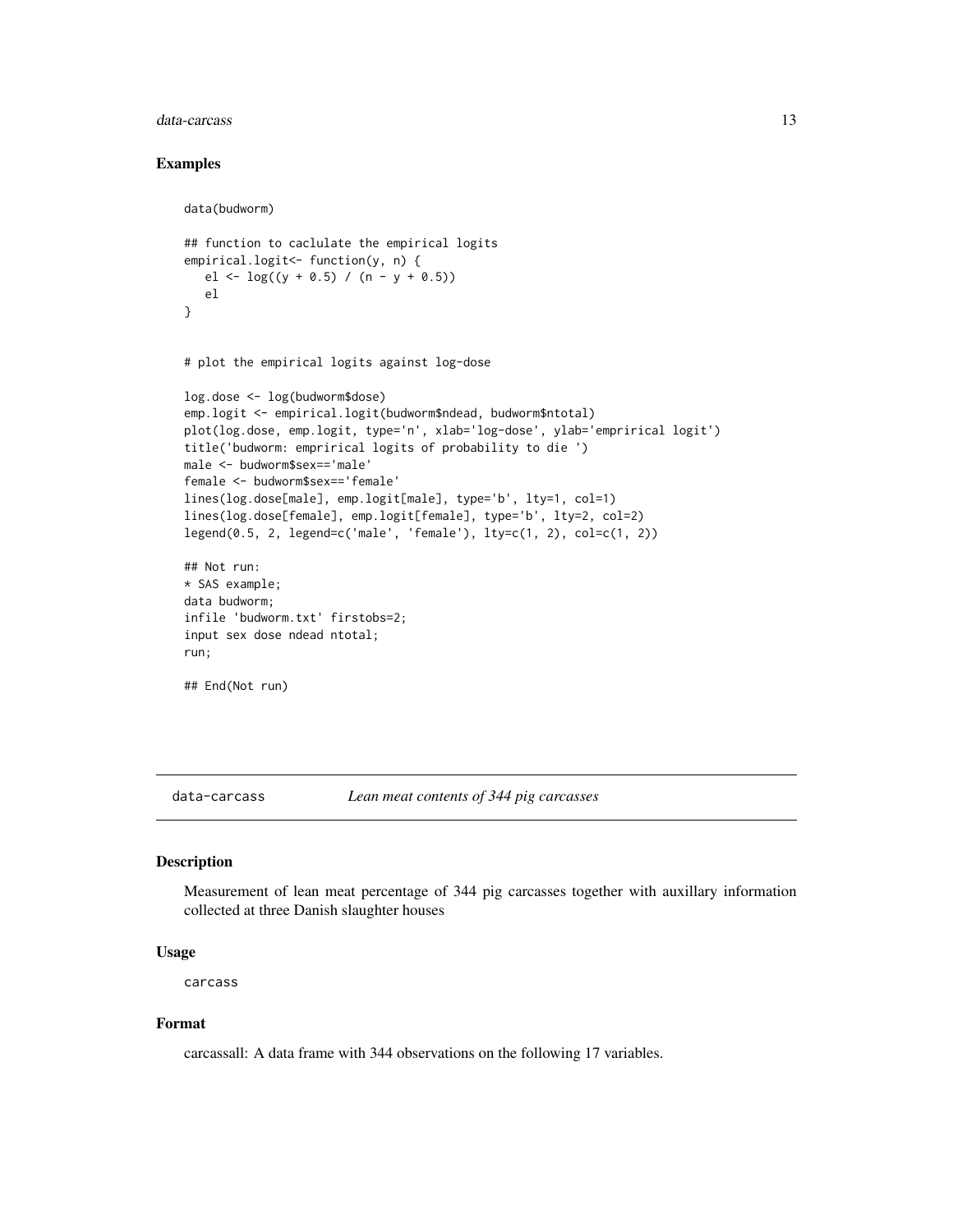### Examples

```
data(budworm)

## function to caclulate the empirical logits
empirical.logit<- function(y, n) {
   el <- log((y + 0.5) / (n - y + 0.5))
   el
}


# plot the empirical logits against log-dose

log.dose <- log(budworm$dose)
emp.logit <- empirical.logit(budworm$ndead, budworm$ntotal)
plot(log.dose, emp.logit, type='n', xlab='log-dose', ylab='emprirical logit')
title('budworm: emprirical logits of probability to die ')
male <- budworm$sex=='male'
female <- budworm$sex=='female'
lines(log.dose[male], emp.logit[male], type='b', lty=1, col=1)
lines(log.dose[female], emp.logit[female], type='b', lty=2, col=2)
legend(0.5, 2, legend=c('male', 'female'), lty=c(1, 2), col=c(1, 2))

## Not run:
* SAS example;
data budworm;
infile 'budworm.txt' firstobs=2;
input sex dose ndead ntotal;
run;

## End(Not run)
```

---

## data-carcass — *Lean meat contents of 344 pig carcasses*

### Description

Measurement of lean meat percentage of 344 pig carcasses together with auxillary information collected at three Danish slaughter houses

### Usage

```
carcass
```

### Format

carcassall: A data frame with 344 observations on the following 17 variables.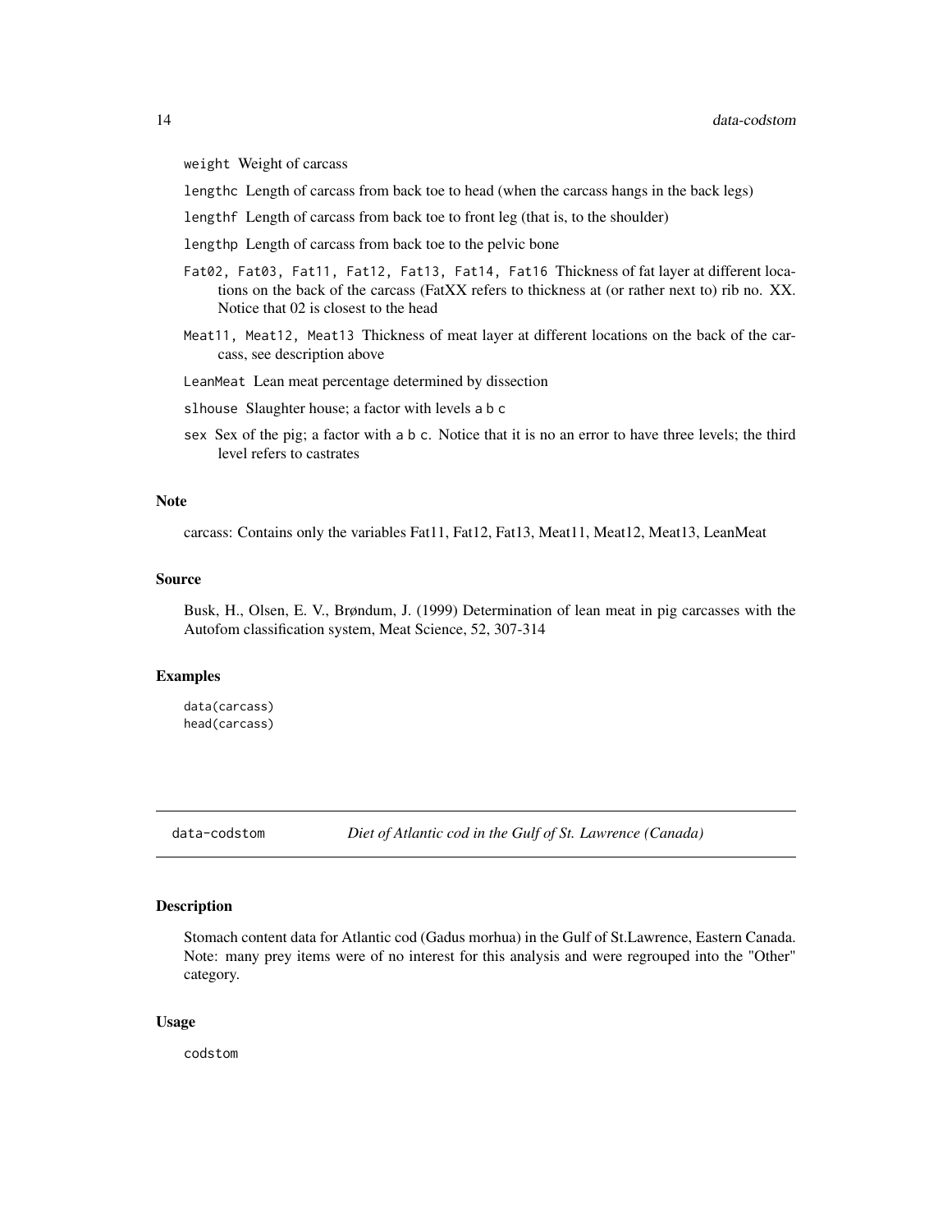weight Weight of carcass

lengthc Length of carcass from back toe to head (when the carcass hangs in the back legs)

lengthf Length of carcass from back toe to front leg (that is, to the shoulder)

lengthp Length of carcass from back toe to the pelvic bone

Fat02, Fat03, Fat11, Fat12, Fat13, Fat14, Fat16 Thickness of fat layer at different locations on the back of the carcass (FatXX refers to thickness at (or rather next to) rib no. XX. Notice that 02 is closest to the head

Meat11, Meat12, Meat13 Thickness of meat layer at different locations on the back of the carcass, see description above

LeanMeat Lean meat percentage determined by dissection

slhouse Slaughter house; a factor with levels a b c

sex Sex of the pig; a factor with a b c. Notice that it is no an error to have three levels; the third level refers to castrates

### Note

carcass: Contains only the variables Fat11, Fat12, Fat13, Meat11, Meat12, Meat13, LeanMeat

### Source

Busk, H., Olsen, E. V., Brøndum, J. (1999) Determination of lean meat in pig carcasses with the Autofom classification system, Meat Science, 52, 307-314

### Examples

```
data(carcass)
head(carcass)
```

---

## data-codstom — *Diet of Atlantic cod in the Gulf of St. Lawrence (Canada)*

---

### Description

Stomach content data for Atlantic cod (Gadus morhua) in the Gulf of St.Lawrence, Eastern Canada. Note: many prey items were of no interest for this analysis and were regrouped into the "Other" category.

### Usage

```
codstom
```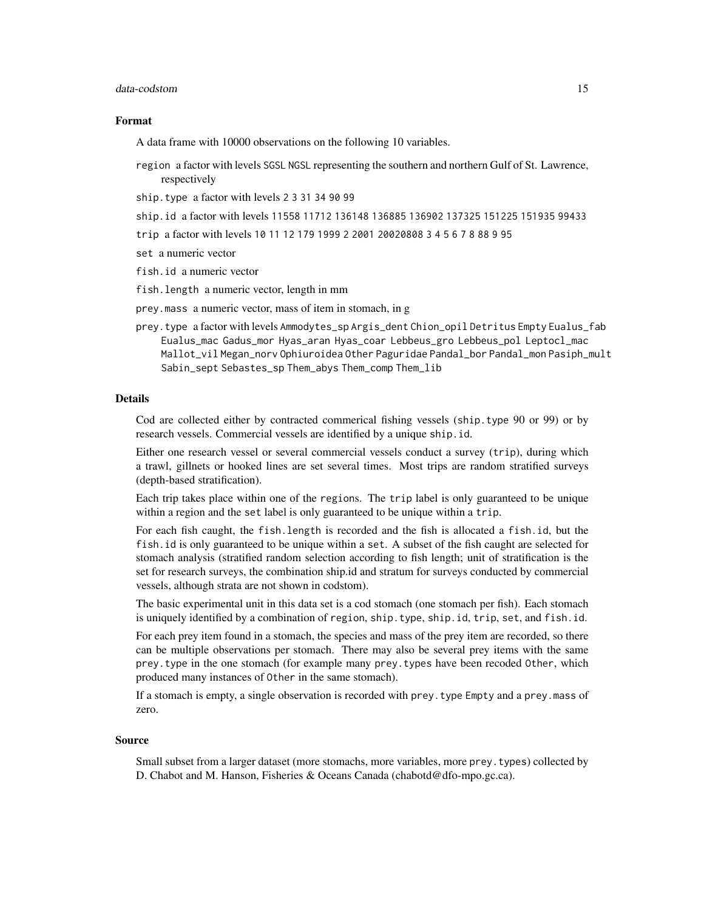### Format

A data frame with 10000 observations on the following 10 variables.

- `region` a factor with levels `SGSL` `NGSL` representing the southern and northern Gulf of St. Lawrence, respectively
- `ship.type` a factor with levels `2` `3` `31` `34` `90` `99`
- `ship.id` a factor with levels `11558` `11712` `136148` `136885` `136902` `137325` `151225` `151935` `99433`
- `trip` a factor with levels `10` `11` `12` `179` `1999` `2` `2001` `20020808` `3` `4` `5` `6` `7` `8` `88` `9` `95`
- `set` a numeric vector
- `fish.id` a numeric vector
- `fish.length` a numeric vector, length in mm
- `prey.mass` a numeric vector, mass of item in stomach, in g
- `prey.type` a factor with levels `Ammodytes_sp` `Argis_dent` `Chion_opil` `Detritus` `Empty` `Eualus_fab` `Eualus_mac` `Gadus_mor` `Hyas_aran` `Hyas_coar` `Lebbeus_gro` `Lebbeus_pol` `Leptocl_mac` `Mallot_vil` `Megan_norv` `Ophiuroidea` `Other` `Paguridae` `Pandal_bor` `Pandal_mon` `Pasiph_mult` `Sabin_sept` `Sebastes_sp` `Them_abys` `Them_comp` `Them_lib`

### Details

Cod are collected either by contracted commerical fishing vessels (`ship.type` 90 or 99) or by research vessels. Commercial vessels are identified by a unique `ship.id`.

Either one research vessel or several commercial vessels conduct a survey (`trip`), during which a trawl, gillnets or hooked lines are set several times. Most trips are random stratified surveys (depth-based stratification).

Each trip takes place within one of the `regions`. The `trip` label is only guaranteed to be unique within a region and the `set` label is only guaranteed to be unique within a `trip`.

For each fish caught, the `fish.length` is recorded and the fish is allocated a `fish.id`, but the `fish.id` is only guaranteed to be unique within a `set`. A subset of the fish caught are selected for stomach analysis (stratified random selection according to fish length; unit of stratification is the set for research surveys, the combination ship.id and stratum for surveys conducted by commercial vessels, although strata are not shown in codstom).

The basic experimental unit in this data set is a cod stomach (one stomach per fish). Each stomach is uniquely identified by a combination of `region`, `ship.type`, `ship.id`, `trip`, `set`, and `fish.id`.

For each prey item found in a stomach, the species and mass of the prey item are recorded, so there can be multiple observations per stomach. There may also be several prey items with the same `prey.type` in the one stomach (for example many `prey.types` have been recoded `Other`, which produced many instances of `Other` in the same stomach).

If a stomach is empty, a single observation is recorded with `prey.type` `Empty` and a `prey.mass` of zero.

### Source

Small subset from a larger dataset (more stomachs, more variables, more `prey.types`) collected by D. Chabot and M. Hanson, Fisheries & Oceans Canada (chabotd@dfo-mpo.gc.ca).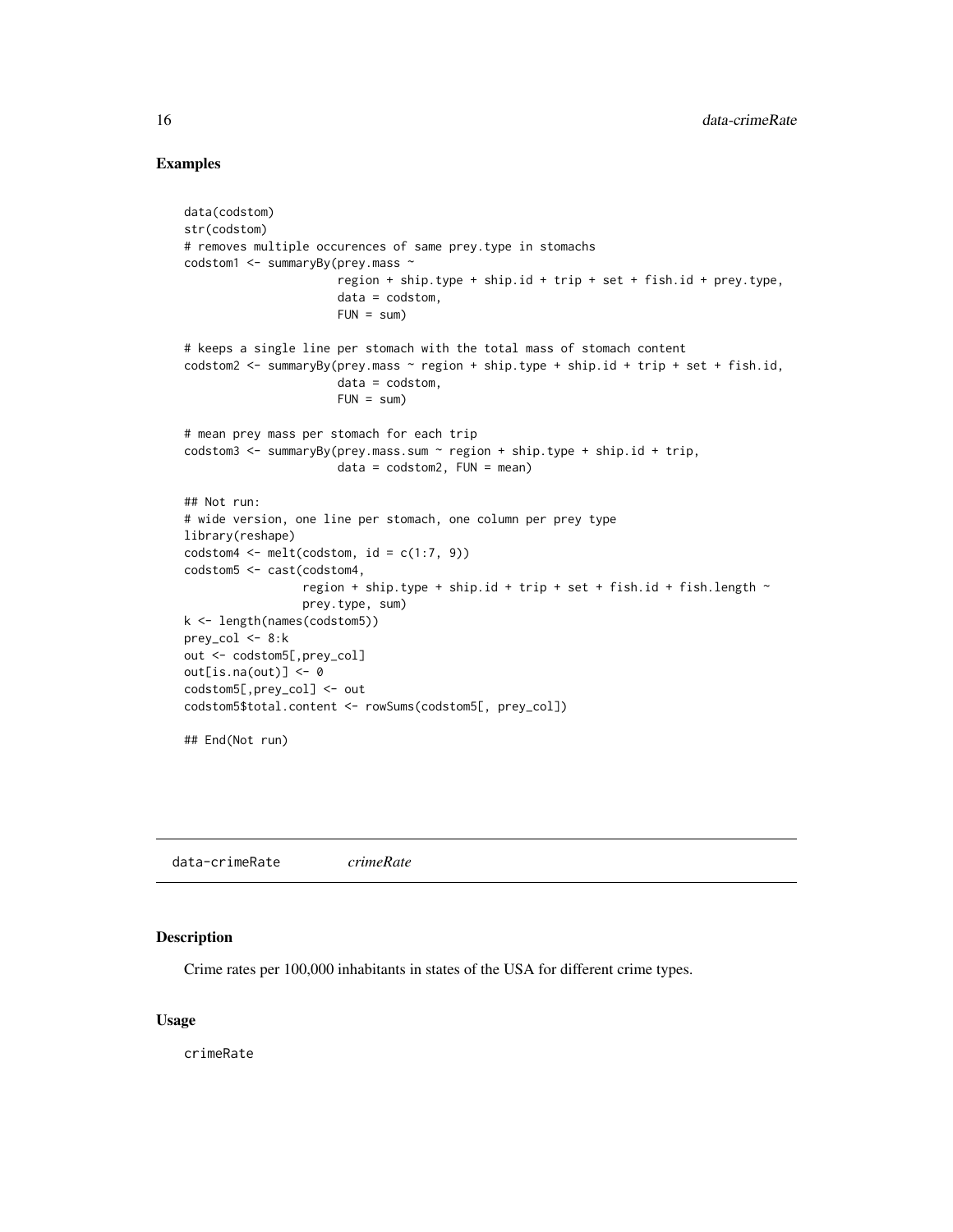## Examples

```
data(codstom)
str(codstom)
# removes multiple occurences of same prey.type in stomachs
codstom1 <- summaryBy(prey.mass ~
                      region + ship.type + ship.id + trip + set + fish.id + prey.type,
                      data = codstom,
                      FUN = sum)

# keeps a single line per stomach with the total mass of stomach content
codstom2 <- summaryBy(prey.mass ~ region + ship.type + ship.id + trip + set + fish.id,
                      data = codstom,
                      FUN = sum)

# mean prey mass per stomach for each trip
codstom3 <- summaryBy(prey.mass.sum ~ region + ship.type + ship.id + trip,
                      data = codstom2, FUN = mean)

## Not run:
# wide version, one line per stomach, one column per prey type
library(reshape)
codstom4 <- melt(codstom, id = c(1:7, 9))
codstom5 <- cast(codstom4,
                 region + ship.type + ship.id + trip + set + fish.id + fish.length ~
                 prey.type, sum)
k <- length(names(codstom5))
prey_col <- 8:k
out <- codstom5[,prey_col]
out[is.na(out)] <- 0
codstom5[,prey_col] <- out
codstom5$total.content <- rowSums(codstom5[, prey_col])

## End(Not run)
```

---

data-crimeRate    *crimeRate*

---

## Description

Crime rates per 100,000 inhabitants in states of the USA for different crime types.

## Usage

```
crimeRate
```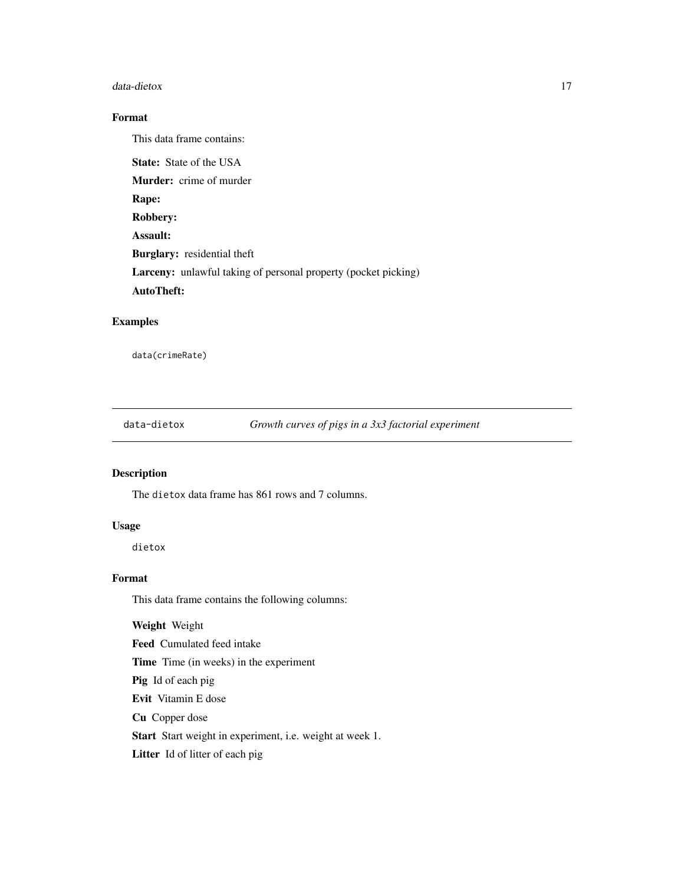### Format

This data frame contains:

**State:** State of the USA

**Murder:** crime of murder

**Rape:**

**Robbery:**

**Assault:**

**Burglary:** residential theft

**Larceny:** unlawful taking of personal property (pocket picking)

**AutoTheft:**

### Examples

```
data(crimeRate)
```

---

## data-dietox — *Growth curves of pigs in a 3x3 factorial experiment*

### Description

The `dietox` data frame has 861 rows and 7 columns.

### Usage

```
dietox
```

### Format

This data frame contains the following columns:

**Weight** Weight

**Feed** Cumulated feed intake

**Time** Time (in weeks) in the experiment

**Pig** Id of each pig

**Evit** Vitamin E dose

**Cu** Copper dose

**Start** Start weight in experiment, i.e. weight at week 1.

**Litter** Id of litter of each pig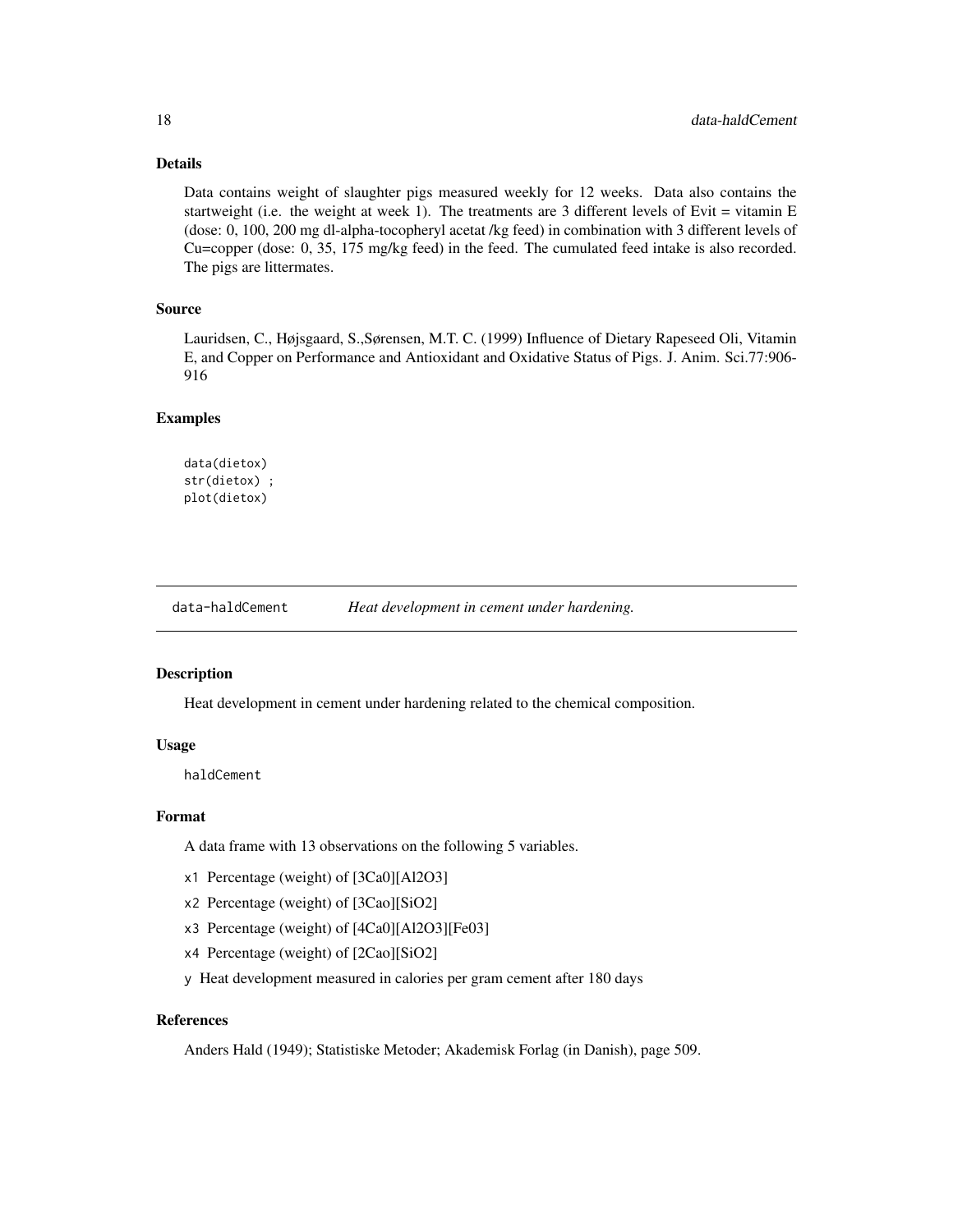### Details

Data contains weight of slaughter pigs measured weekly for 12 weeks. Data also contains the startweight (i.e. the weight at week 1). The treatments are 3 different levels of Evit = vitamin E (dose: 0, 100, 200 mg dl-alpha-tocopheryl acetat /kg feed) in combination with 3 different levels of Cu=copper (dose: 0, 35, 175 mg/kg feed) in the feed. The cumulated feed intake is also recorded. The pigs are littermates.

### Source

Lauridsen, C., Højsgaard, S.,Sørensen, M.T. C. (1999) Influence of Dietary Rapeseed Oli, Vitamin E, and Copper on Performance and Antioxidant and Oxidative Status of Pigs. J. Anim. Sci.77:906-916

### Examples

```
data(dietox)
str(dietox) ;
plot(dietox)
```

---

## data-haldCement — *Heat development in cement under hardening.*

### Description

Heat development in cement under hardening related to the chemical composition.

### Usage

```
haldCement
```

### Format

A data frame with 13 observations on the following 5 variables.

- `x1` Percentage (weight) of [3Ca0][Al2O3]
- `x2` Percentage (weight) of [3Cao][SiO2]
- `x3` Percentage (weight) of [4Ca0][Al2O3][Fe03]
- `x4` Percentage (weight) of [2Cao][SiO2]
- `y` Heat development measured in calories per gram cement after 180 days

### References

Anders Hald (1949); Statistiske Metoder; Akademisk Forlag (in Danish), page 509.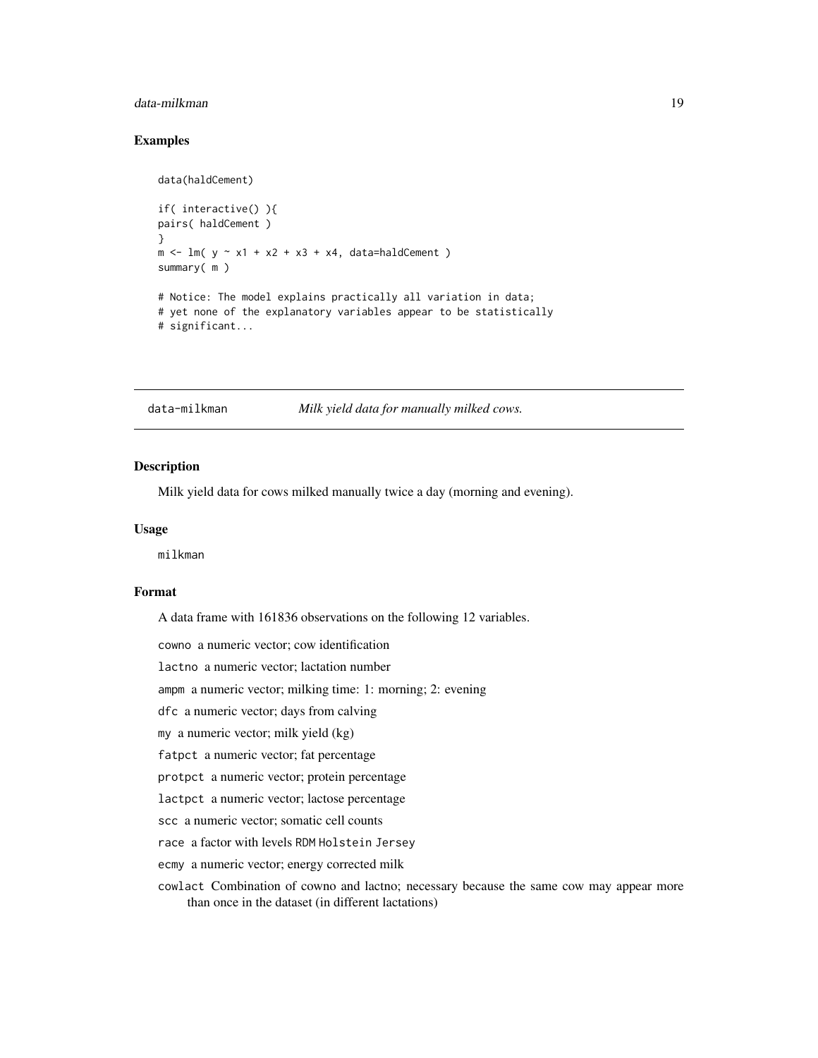### Examples

```
data(haldCement)

if( interactive() ){
pairs( haldCement )
}
m <- lm( y ~ x1 + x2 + x3 + x4, data=haldCement )
summary( m )

# Notice: The model explains practically all variation in data;
# yet none of the explanatory variables appear to be statistically
# significant...
```

---

## data-milkman *Milk yield data for manually milked cows.*

---

### Description

Milk yield data for cows milked manually twice a day (morning and evening).

### Usage

```
milkman
```

### Format

A data frame with 161836 observations on the following 12 variables.

- `cowno` a numeric vector; cow identification
- `lactno` a numeric vector; lactation number
- `ampm` a numeric vector; milking time: 1: morning; 2: evening
- `dfc` a numeric vector; days from calving
- `my` a numeric vector; milk yield (kg)
- `fatpct` a numeric vector; fat percentage
- `protpct` a numeric vector; protein percentage
- `lactpct` a numeric vector; lactose percentage
- `scc` a numeric vector; somatic cell counts
- `race` a factor with levels `RDM` `Holstein` `Jersey`
- `ecmy` a numeric vector; energy corrected milk
- `cowlact` Combination of cowno and lactno; necessary because the same cow may appear more than once in the dataset (in different lactations)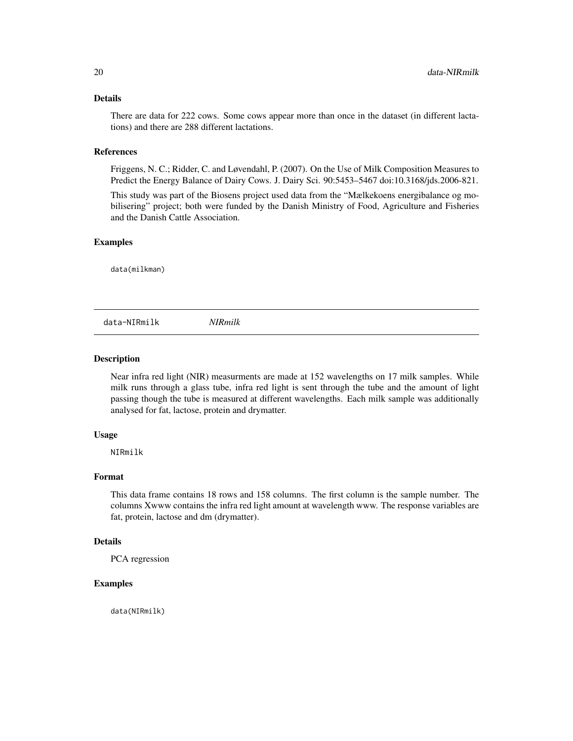## Details

There are data for 222 cows. Some cows appear more than once in the dataset (in different lactations) and there are 288 different lactations.

## References

Friggens, N. C.; Ridder, C. and Løvendahl, P. (2007). On the Use of Milk Composition Measures to Predict the Energy Balance of Dairy Cows. J. Dairy Sci. 90:5453–5467 doi:10.3168/jds.2006-821.

This study was part of the Biosens project used data from the "Mælkekoens energibalance og mobilisering" project; both were funded by the Danish Ministry of Food, Agriculture and Fisheries and the Danish Cattle Association.

## Examples

```
data(milkman)
```

---

# data-NIRmilk *NIRmilk*

## Description

Near infra red light (NIR) measurments are made at 152 wavelengths on 17 milk samples. While milk runs through a glass tube, infra red light is sent through the tube and the amount of light passing though the tube is measured at different wavelengths. Each milk sample was additionally analysed for fat, lactose, protein and drymatter.

## Usage

```
NIRmilk
```

## Format

This data frame contains 18 rows and 158 columns. The first column is the sample number. The columns Xwww contains the infra red light amount at wavelength www. The response variables are fat, protein, lactose and dm (drymatter).

## Details

PCA regression

## Examples

```
data(NIRmilk)
```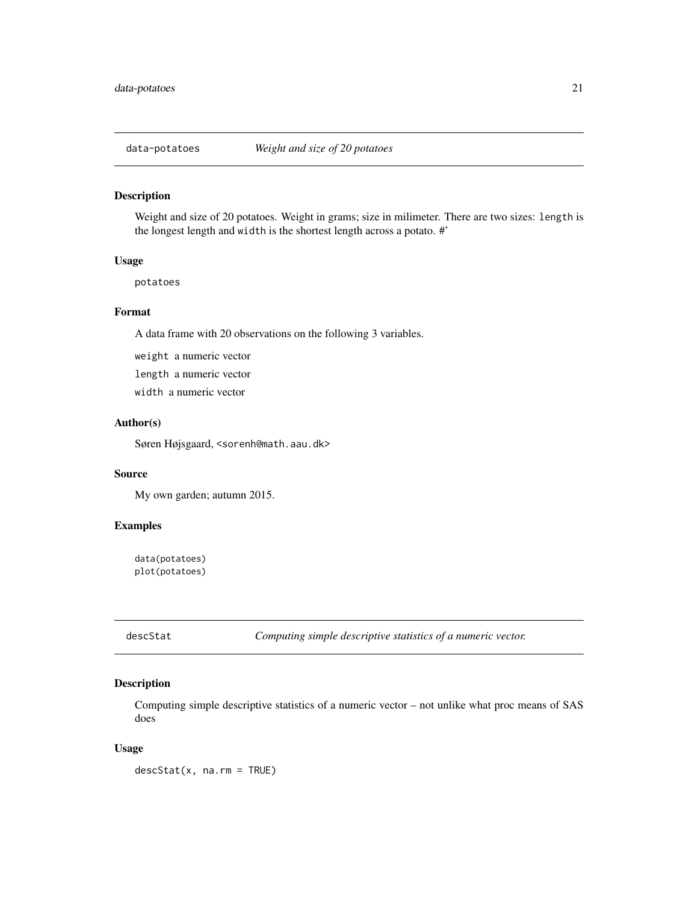## data-potatoes *Weight and size of 20 potatoes*

### Description

Weight and size of 20 potatoes. Weight in grams; size in milimeter. There are two sizes: `length` is the longest length and `width` is the shortest length across a potato. #'

### Usage

```
potatoes
```

### Format

A data frame with 20 observations on the following 3 variables.

`weight` a numeric vector

`length` a numeric vector

`width` a numeric vector

### Author(s)

Søren Højsgaard, <sorenh@math.aau.dk>

### Source

My own garden; autumn 2015.

### Examples

```
data(potatoes)
plot(potatoes)
```

## descStat *Computing simple descriptive statistics of a numeric vector.*

### Description

Computing simple descriptive statistics of a numeric vector – not unlike what proc means of SAS does

### Usage

```
descStat(x, na.rm = TRUE)
```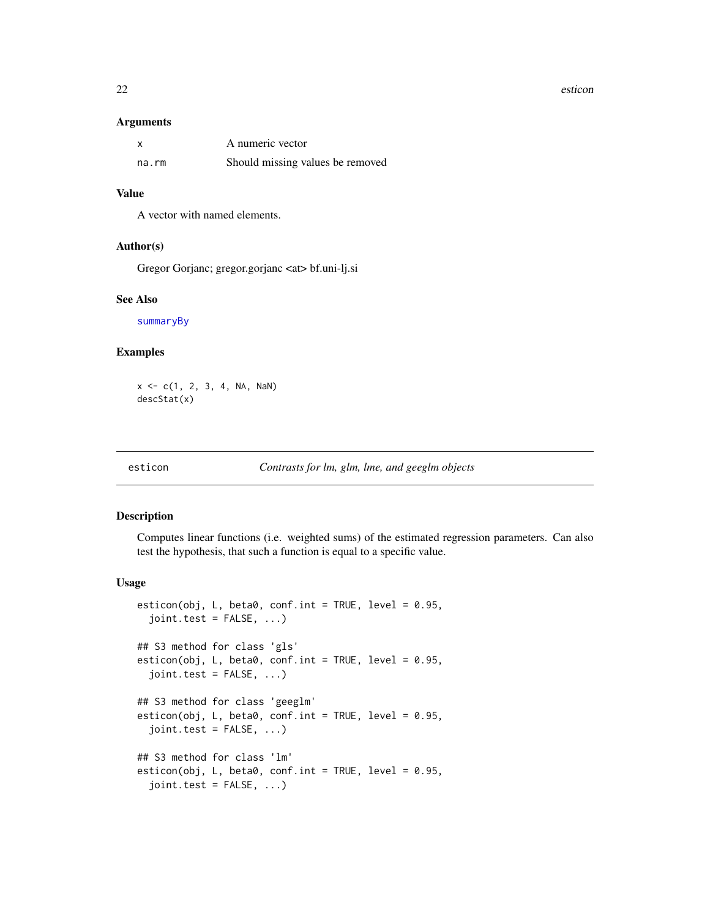### Arguments

| | |
|---|---|
| `x` | A numeric vector |
| `na.rm` | Should missing values be removed |

### Value

A vector with named elements.

### Author(s)

Gregor Gorjanc; gregor.gorjanc <at> bf.uni-lj.si

### See Also

`summaryBy`

### Examples

```
x <- c(1, 2, 3, 4, NA, NaN)
descStat(x)
```

---

## esticon — *Contrasts for lm, glm, lme, and geeglm objects*

---

### Description

Computes linear functions (i.e. weighted sums) of the estimated regression parameters. Can also test the hypothesis, that such a function is equal to a specific value.

### Usage

```
esticon(obj, L, beta0, conf.int = TRUE, level = 0.95,
  joint.test = FALSE, ...)

## S3 method for class 'gls'
esticon(obj, L, beta0, conf.int = TRUE, level = 0.95,
  joint.test = FALSE, ...)

## S3 method for class 'geeglm'
esticon(obj, L, beta0, conf.int = TRUE, level = 0.95,
  joint.test = FALSE, ...)

## S3 method for class 'lm'
esticon(obj, L, beta0, conf.int = TRUE, level = 0.95,
  joint.test = FALSE, ...)
```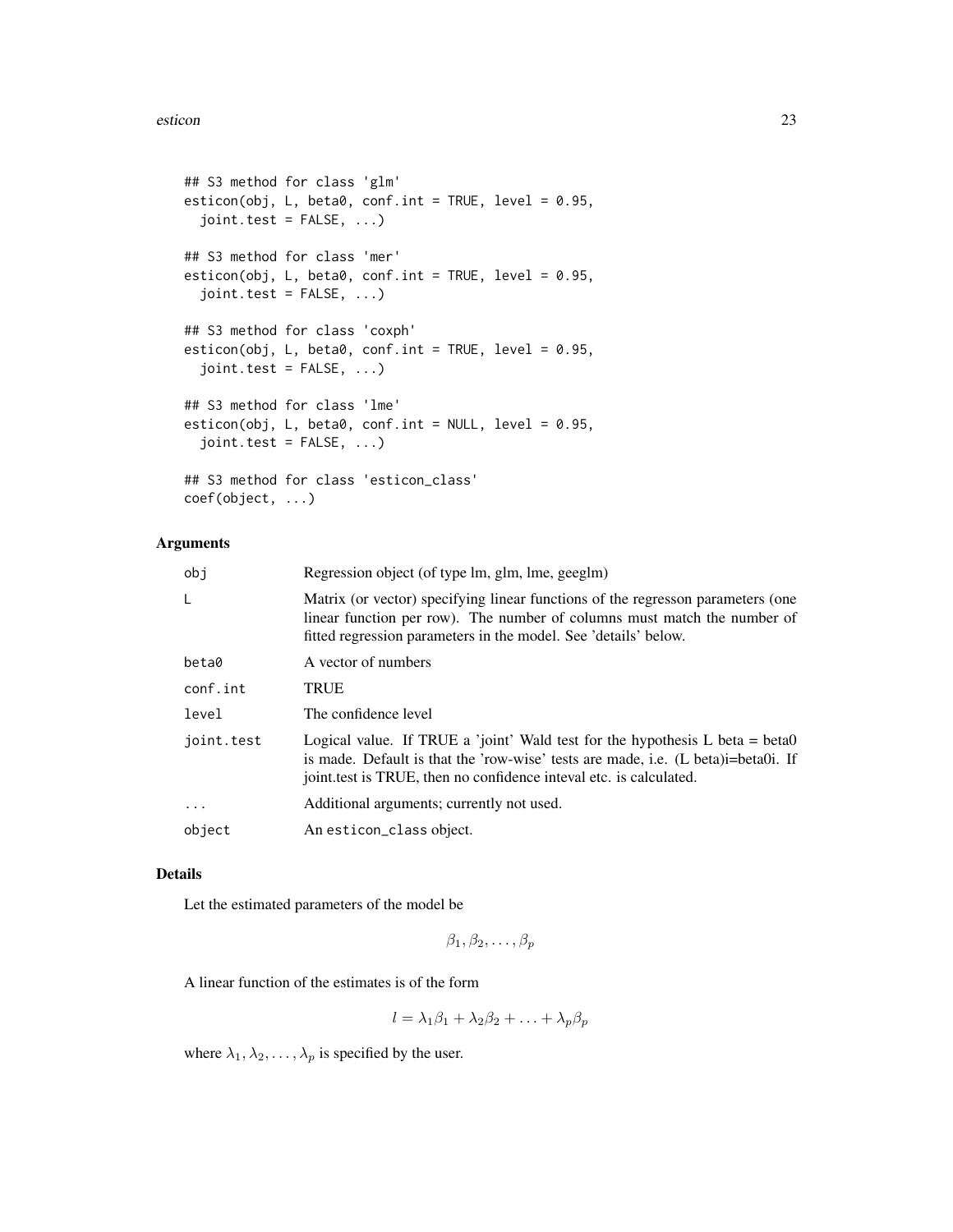```
## S3 method for class 'glm'
esticon(obj, L, beta0, conf.int = TRUE, level = 0.95,
  joint.test = FALSE, ...)

## S3 method for class 'mer'
esticon(obj, L, beta0, conf.int = TRUE, level = 0.95,
  joint.test = FALSE, ...)

## S3 method for class 'coxph'
esticon(obj, L, beta0, conf.int = TRUE, level = 0.95,
  joint.test = FALSE, ...)

## S3 method for class 'lme'
esticon(obj, L, beta0, conf.int = NULL, level = 0.95,
  joint.test = FALSE, ...)

## S3 method for class 'esticon_class'
coef(object, ...)
```

## Arguments

| | |
|---|---|
| `obj` | Regression object (of type lm, glm, lme, geeglm) |
| `L` | Matrix (or vector) specifying linear functions of the regresson parameters (one linear function per row). The number of columns must match the number of fitted regression parameters in the model. See 'details' below. |
| `beta0` | A vector of numbers |
| `conf.int` | TRUE |
| `level` | The confidence level |
| `joint.test` | Logical value. If TRUE a 'joint' Wald test for the hypothesis L beta = beta0 is made. Default is that the 'row-wise' tests are made, i.e. (L beta)i=beta0i. If joint.test is TRUE, then no confidence inteval etc. is calculated. |
| `...` | Additional arguments; currently not used. |
| `object` | An `esticon_class` object. |

## Details

Let the estimated parameters of the model be

$$\beta_1, \beta_2, \dots, \beta_p$$

A linear function of the estimates is of the form

$$l = \lambda_1 \beta_1 + \lambda_2 \beta_2 + \dots + \lambda_p \beta_p$$

where $\lambda_1, \lambda_2, \dots, \lambda_p$ is specified by the user.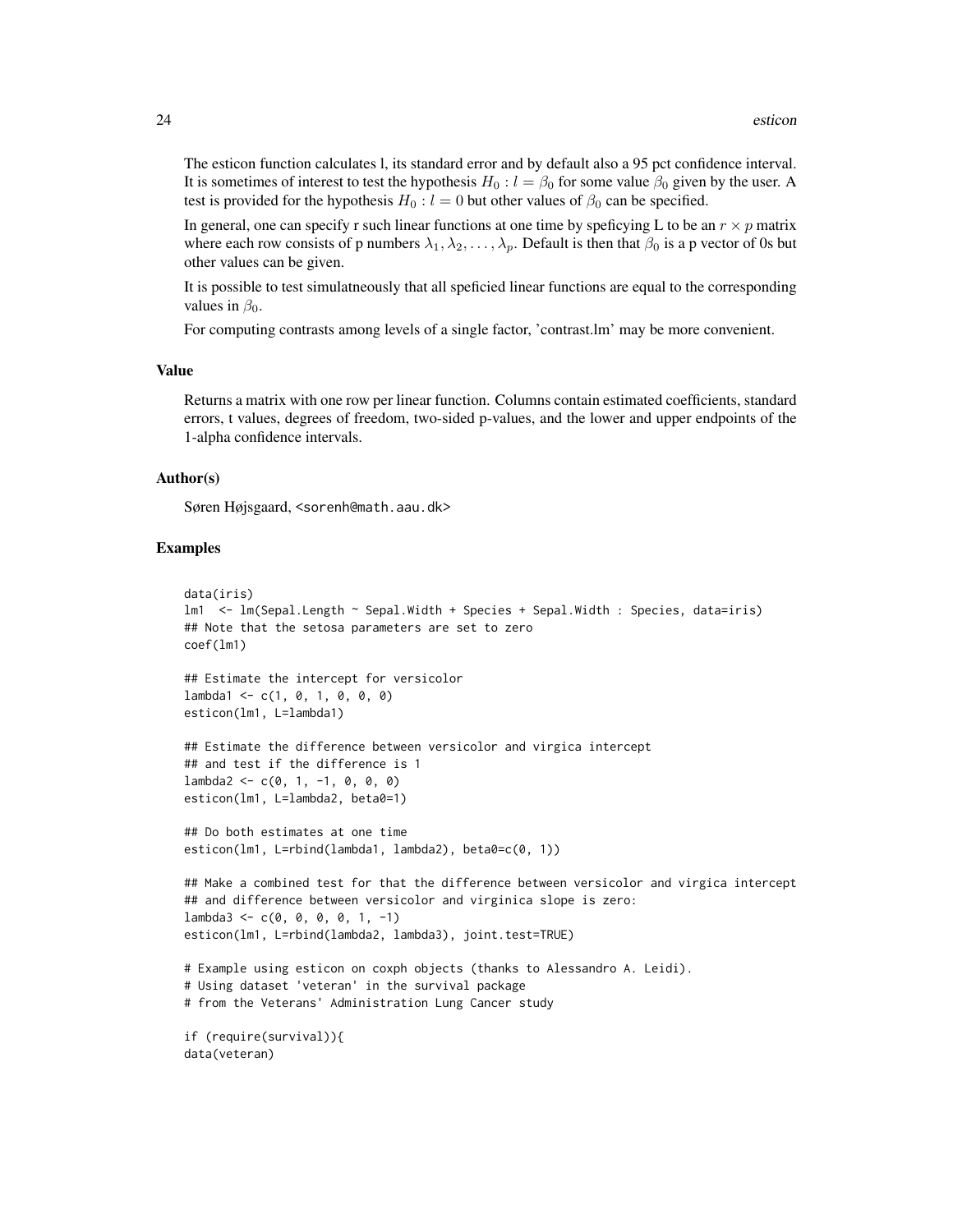The esticon function calculates l, its standard error and by default also a 95 pct confidence interval. It is sometimes of interest to test the hypothesis $H_0 : l = \beta_0$ for some value $\beta_0$ given by the user. A test is provided for the hypothesis $H_0 : l = 0$ but other values of $\beta_0$ can be specified.

In general, one can specify r such linear functions at one time by speficying L to be an $r \times p$ matrix where each row consists of p numbers $\lambda_1, \lambda_2, \ldots, \lambda_p$. Default is then that $\beta_0$ is a p vector of 0s but other values can be given.

It is possible to test simulatneously that all speficied linear functions are equal to the corresponding values in $\beta_0$.

For computing contrasts among levels of a single factor, 'contrast.lm' may be more convenient.

### Value

Returns a matrix with one row per linear function. Columns contain estimated coefficients, standard errors, t values, degrees of freedom, two-sided p-values, and the lower and upper endpoints of the 1-alpha confidence intervals.

### Author(s)

Søren Højsgaard, <sorenh@math.aau.dk>

### Examples

```
data(iris)
lm1  <- lm(Sepal.Length ~ Sepal.Width + Species + Sepal.Width : Species, data=iris)
## Note that the setosa parameters are set to zero
coef(lm1)

## Estimate the intercept for versicolor
lambda1 <- c(1, 0, 1, 0, 0, 0)
esticon(lm1, L=lambda1)

## Estimate the difference between versicolor and virgica intercept
## and test if the difference is 1
lambda2 <- c(0, 1, -1, 0, 0, 0)
esticon(lm1, L=lambda2, beta0=1)

## Do both estimates at one time
esticon(lm1, L=rbind(lambda1, lambda2), beta0=c(0, 1))

## Make a combined test for that the difference between versicolor and virgica intercept
## and difference between versicolor and virginica slope is zero:
lambda3 <- c(0, 0, 0, 0, 1, -1)
esticon(lm1, L=rbind(lambda2, lambda3), joint.test=TRUE)

# Example using esticon on coxph objects (thanks to Alessandro A. Leidi).
# Using dataset 'veteran' in the survival package
# from the Veterans' Administration Lung Cancer study

if (require(survival)){
data(veteran)
```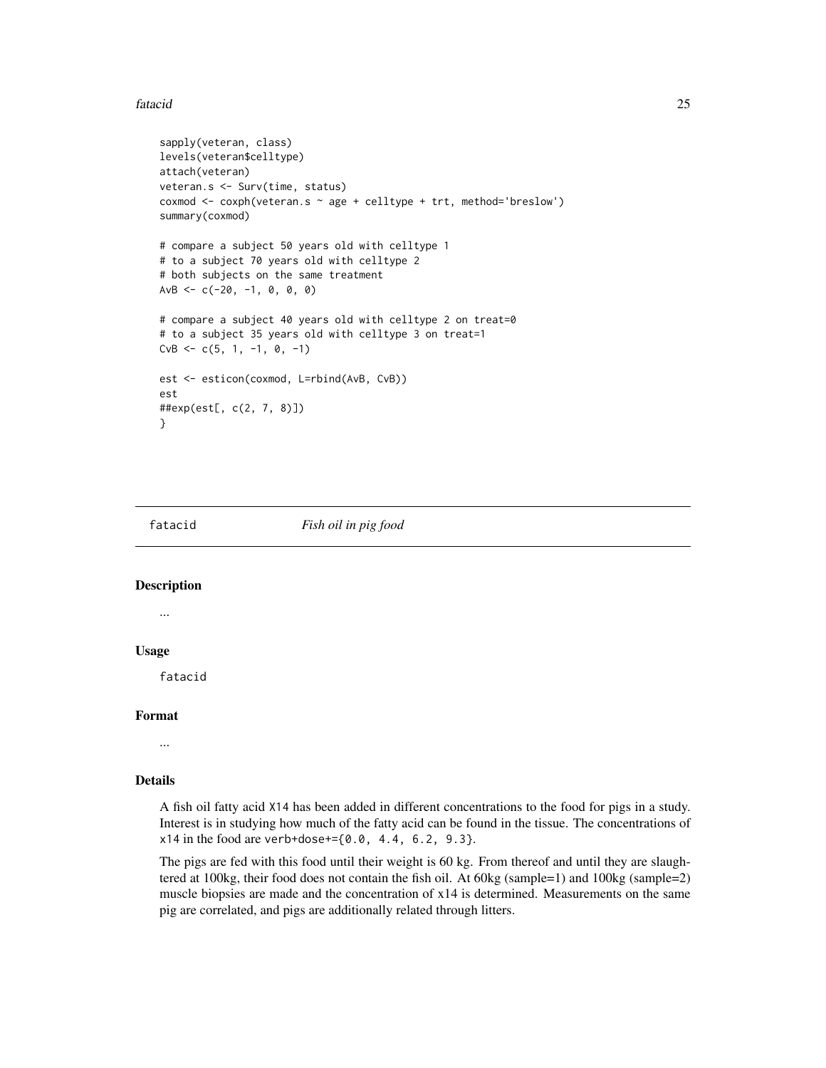```
sapply(veteran, class)
levels(veteran$celltype)
attach(veteran)
veteran.s <- Surv(time, status)
coxmod <- coxph(veteran.s ~ age + celltype + trt, method='breslow')
summary(coxmod)

# compare a subject 50 years old with celltype 1
# to a subject 70 years old with celltype 2
# both subjects on the same treatment
AvB <- c(-20, -1, 0, 0, 0)

# compare a subject 40 years old with celltype 2 on treat=0
# to a subject 35 years old with celltype 3 on treat=1
CvB <- c(5, 1, -1, 0, -1)

est <- esticon(coxmod, L=rbind(AvB, CvB))
est
##exp(est[, c(2, 7, 8)])
}
```

---

## fatacid — *Fish oil in pig food*

### Description

...

### Usage

```
fatacid
```

### Format

...

### Details

A fish oil fatty acid `X14` has been added in different concentrations to the food for pigs in a study. Interest is in studying how much of the fatty acid can be found in the tissue. The concentrations of `x14` in the food are `verb+dose+={0.0, 4.4, 6.2, 9.3}`.

The pigs are fed with this food until their weight is 60 kg. From thereof and until they are slaughtered at 100kg, their food does not contain the fish oil. At 60kg (sample=1) and 100kg (sample=2) muscle biopsies are made and the concentration of x14 is determined. Measurements on the same pig are correlated, and pigs are additionally related through litters.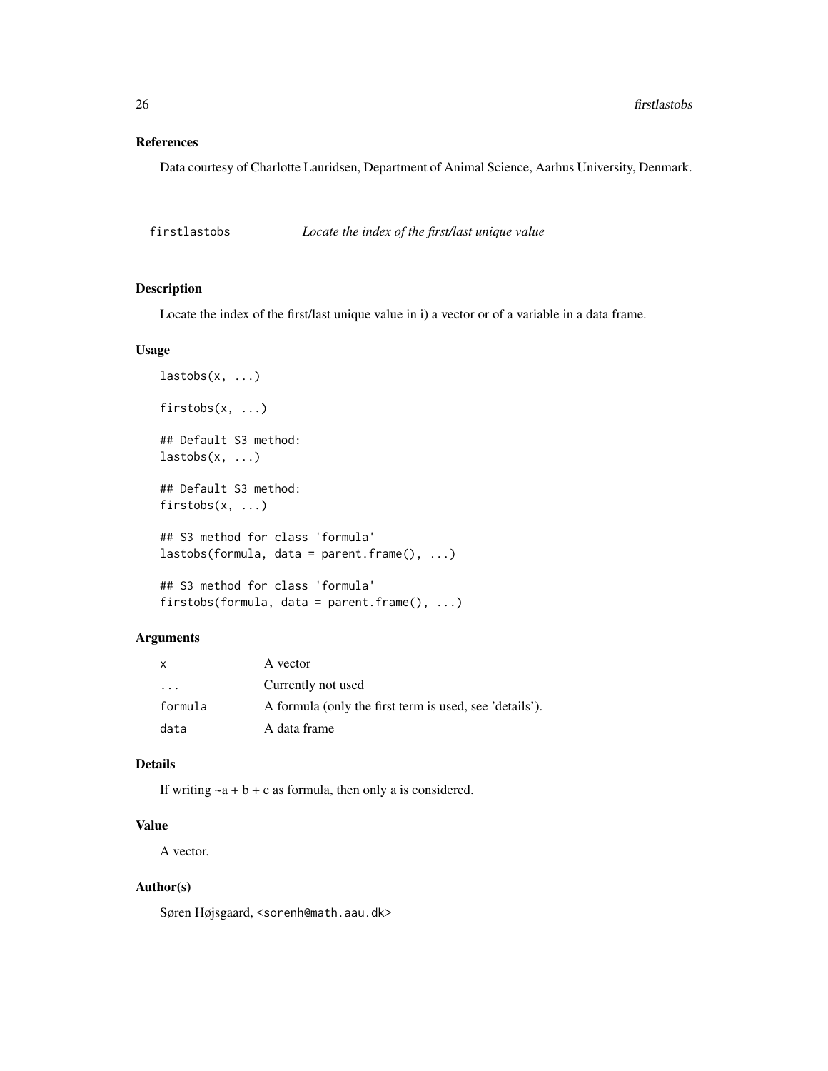### References

Data courtesy of Charlotte Lauridsen, Department of Animal Science, Aarhus University, Denmark.

---

## firstlastobs — *Locate the index of the first/last unique value*

---

### Description

Locate the index of the first/last unique value in i) a vector or of a variable in a data frame.

### Usage

```
lastobs(x, ...)

firstobs(x, ...)

## Default S3 method:
lastobs(x, ...)

## Default S3 method:
firstobs(x, ...)

## S3 method for class 'formula'
lastobs(formula, data = parent.frame(), ...)

## S3 method for class 'formula'
firstobs(formula, data = parent.frame(), ...)
```

### Arguments

| | |
|---|---|
| `x` | A vector |
| `...` | Currently not used |
| `formula` | A formula (only the first term is used, see 'details'). |
| `data` | A data frame |

### Details

If writing ~a + b + c as formula, then only a is considered.

### Value

A vector.

### Author(s)

Søren Højsgaard, <sorenh@math.aau.dk>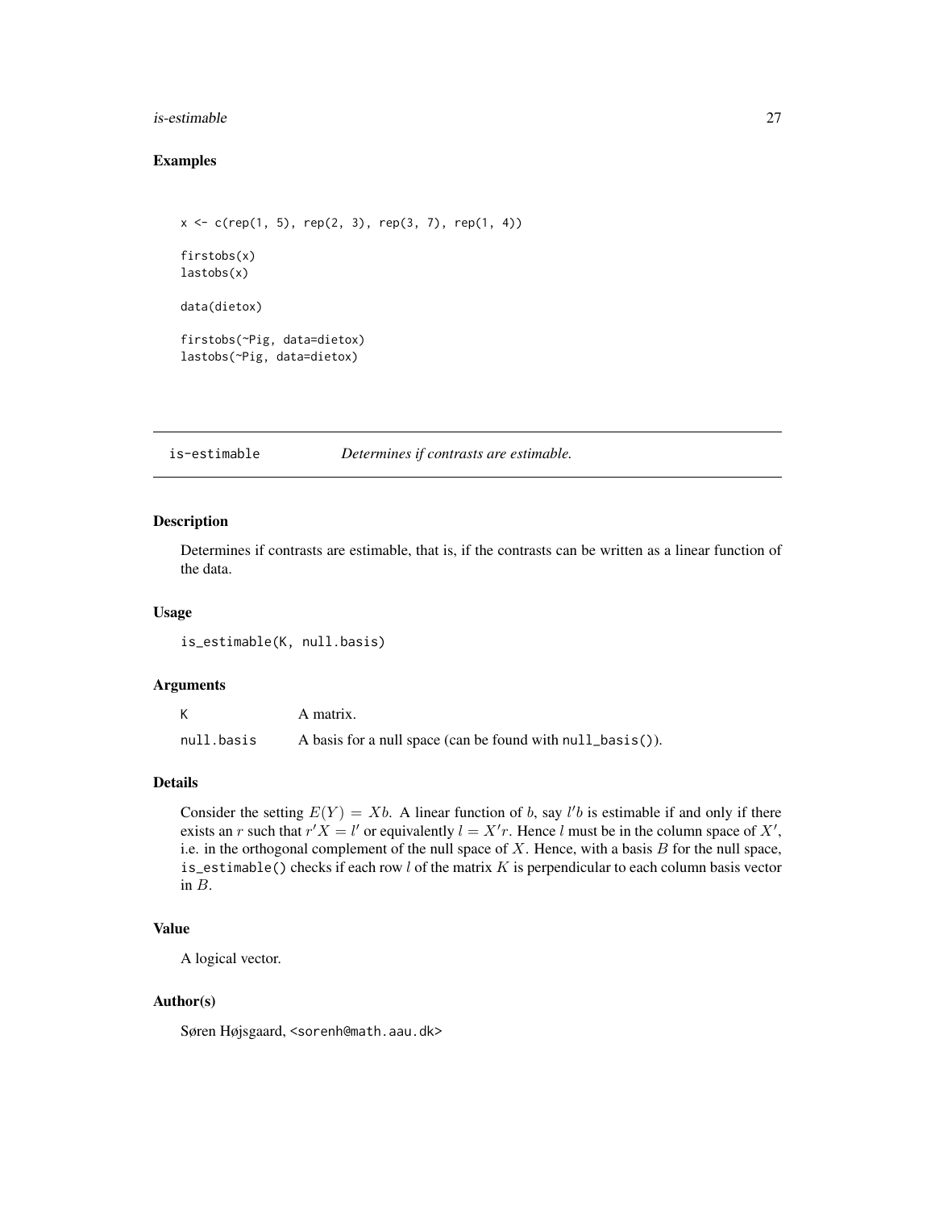## Examples

```
x <- c(rep(1, 5), rep(2, 3), rep(3, 7), rep(1, 4))

firstobs(x)
lastobs(x)

data(dietox)

firstobs(~Pig, data=dietox)
lastobs(~Pig, data=dietox)
```

---

# is-estimable *Determines if contrasts are estimable.*

---

## Description

Determines if contrasts are estimable, that is, if the contrasts can be written as a linear function of the data.

## Usage

```
is_estimable(K, null.basis)
```

## Arguments

| | |
|---|---|
| K | A matrix. |
| null.basis | A basis for a null space (can be found with `null_basis()`). |

## Details

Consider the setting $E(Y) = Xb$. A linear function of $b$, say $l'b$ is estimable if and only if there exists an $r$ such that $r'X = l'$ or equivalently $l = X'r$. Hence $l$ must be in the column space of $X'$, i.e. in the orthogonal complement of the null space of $X$. Hence, with a basis $B$ for the null space, `is_estimable()` checks if each row $l$ of the matrix $K$ is perpendicular to each column basis vector in $B$.

## Value

A logical vector.

## Author(s)

Søren Højsgaard, <sorenh@math.aau.dk>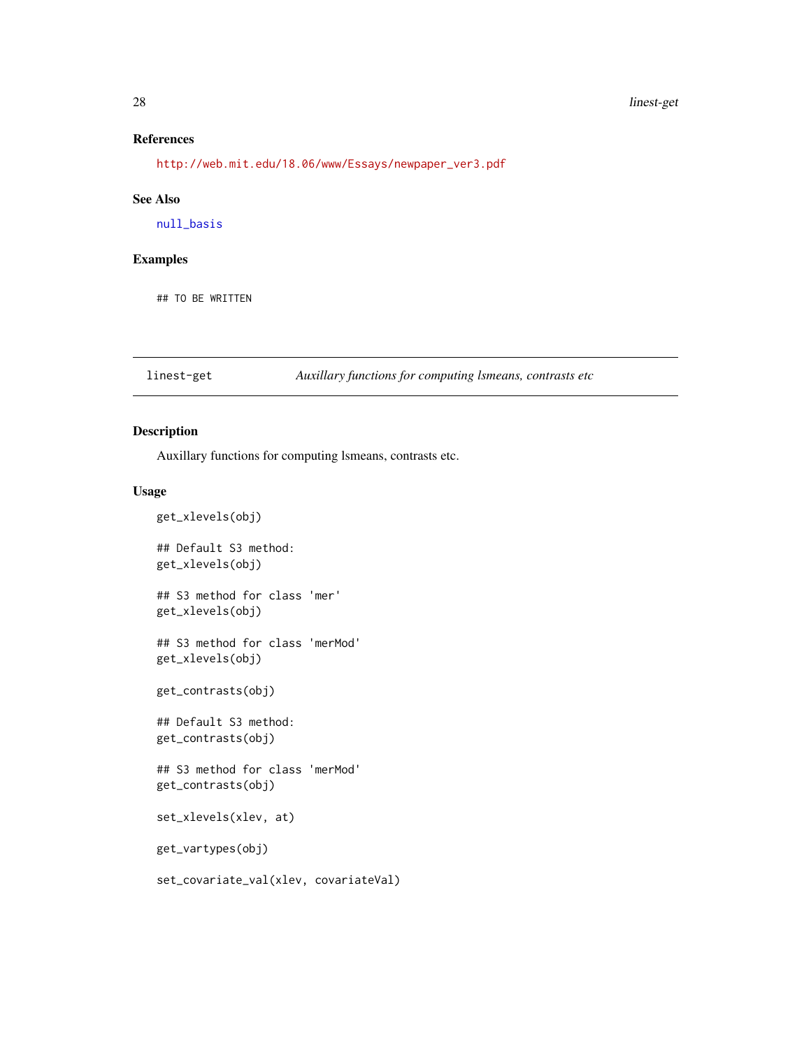### References

http://web.mit.edu/18.06/www/Essays/newpaper_ver3.pdf

### See Also

null_basis

### Examples

```
## TO BE WRITTEN
```

---

## linest-get — *Auxillary functions for computing lsmeans, contrasts etc*

---

### Description

Auxillary functions for computing lsmeans, contrasts etc.

### Usage

```
get_xlevels(obj)

## Default S3 method:
get_xlevels(obj)

## S3 method for class 'mer'
get_xlevels(obj)

## S3 method for class 'merMod'
get_xlevels(obj)

get_contrasts(obj)

## Default S3 method:
get_contrasts(obj)

## S3 method for class 'merMod'
get_contrasts(obj)

set_xlevels(xlev, at)

get_vartypes(obj)

set_covariate_val(xlev, covariateVal)
```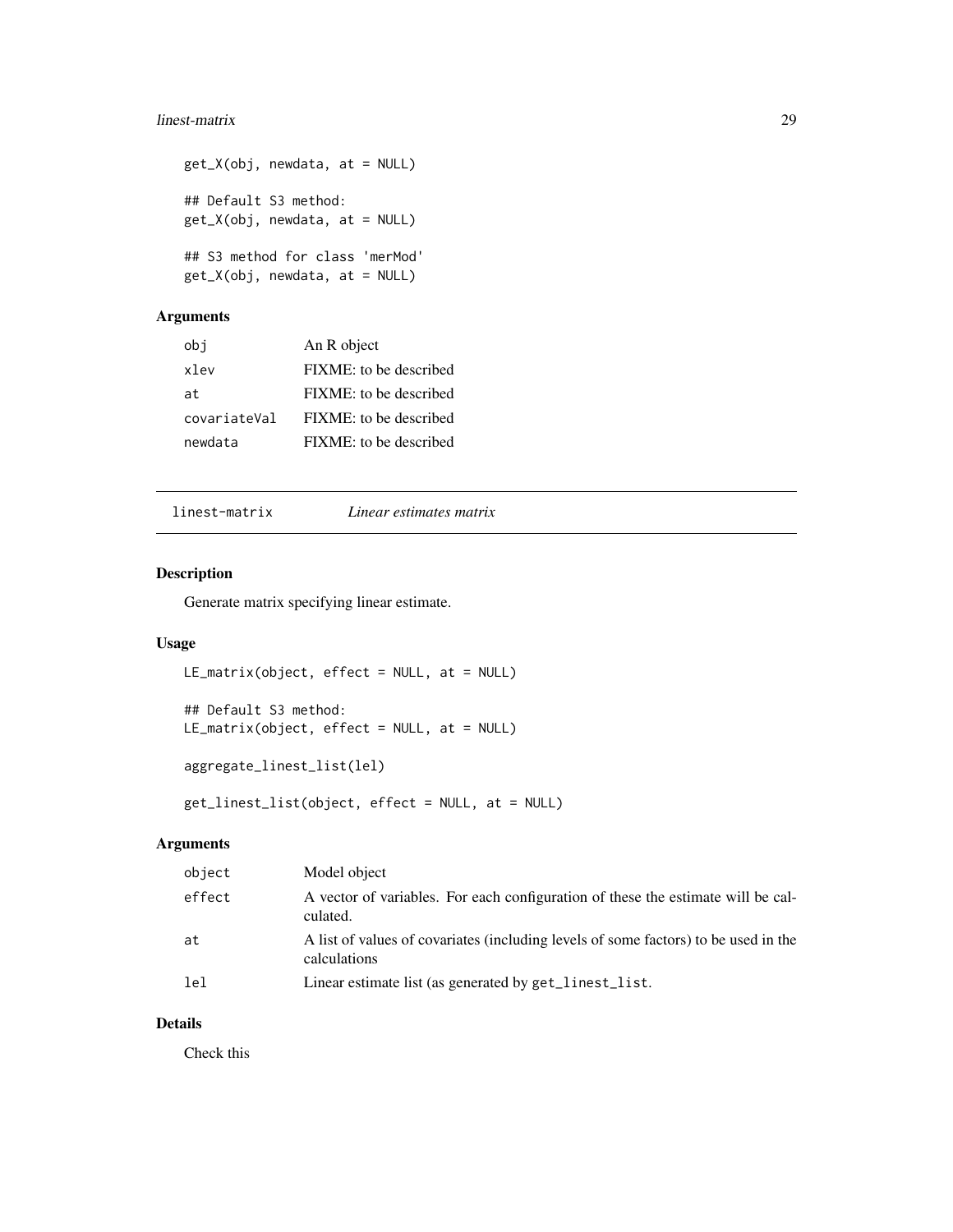```
get_X(obj, newdata, at = NULL)

## Default S3 method:
get_X(obj, newdata, at = NULL)

## S3 method for class 'merMod'
get_X(obj, newdata, at = NULL)
```

### Arguments

| | |
|---|---|
| obj | An R object |
| xlev | FIXME: to be described |
| at | FIXME: to be described |
| covariateVal | FIXME: to be described |
| newdata | FIXME: to be described |

---

## linest-matrix    *Linear estimates matrix*

---

### Description

Generate matrix specifying linear estimate.

### Usage

```
LE_matrix(object, effect = NULL, at = NULL)

## Default S3 method:
LE_matrix(object, effect = NULL, at = NULL)

aggregate_linest_list(lel)

get_linest_list(object, effect = NULL, at = NULL)
```

### Arguments

| | |
|---|---|
| object | Model object |
| effect | A vector of variables. For each configuration of these the estimate will be calculated. |
| at | A list of values of covariates (including levels of some factors) to be used in the calculations |
| lel | Linear estimate list (as generated by `get_linest_list`. |

### Details

Check this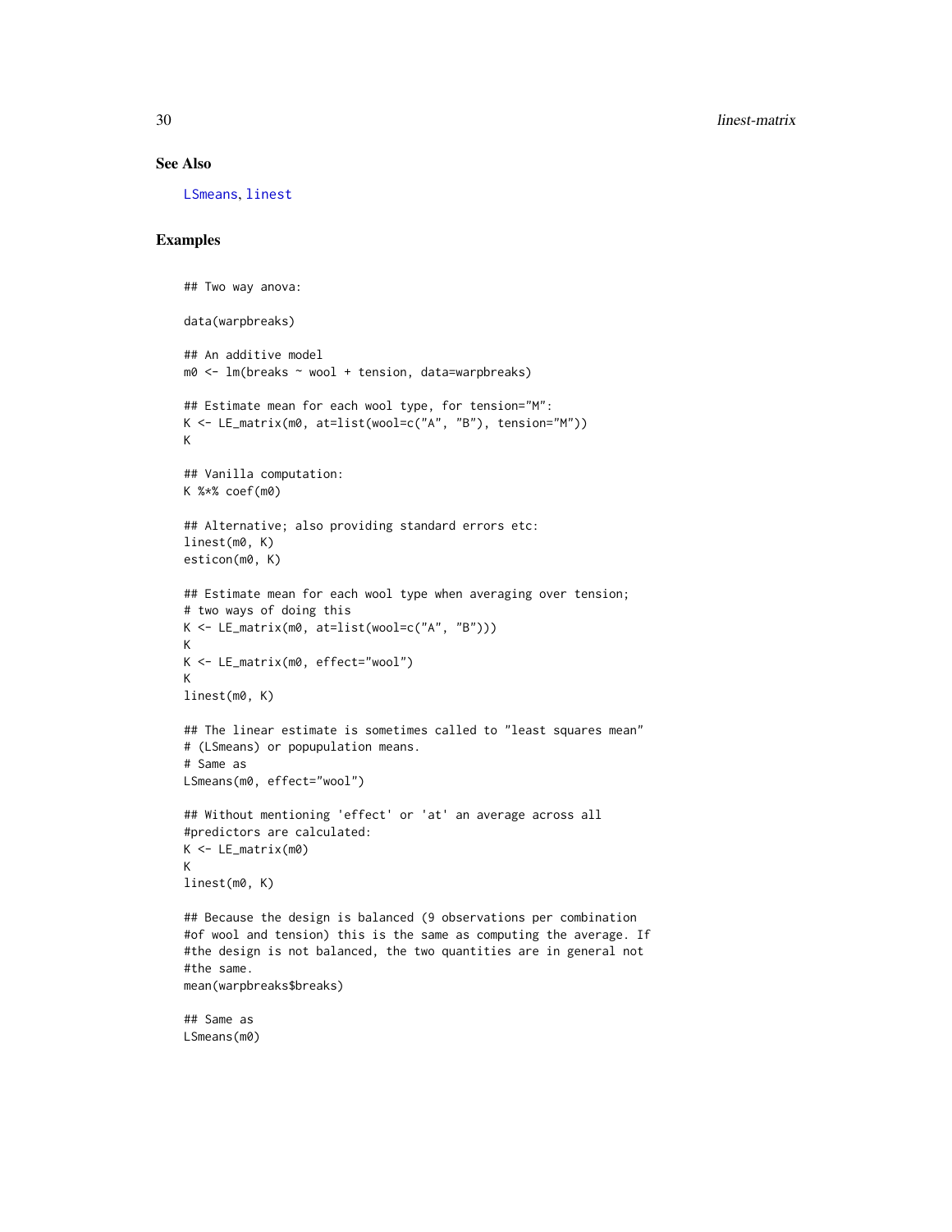### See Also

LSmeans, linest

### Examples

```
## Two way anova:

data(warpbreaks)

## An additive model
m0 <- lm(breaks ~ wool + tension, data=warpbreaks)

## Estimate mean for each wool type, for tension="M":
K <- LE_matrix(m0, at=list(wool=c("A", "B"), tension="M"))
K

## Vanilla computation:
K %*% coef(m0)

## Alternative; also providing standard errors etc:
linest(m0, K)
esticon(m0, K)

## Estimate mean for each wool type when averaging over tension;
# two ways of doing this
K <- LE_matrix(m0, at=list(wool=c("A", "B")))
K
K <- LE_matrix(m0, effect="wool")
K
linest(m0, K)

## The linear estimate is sometimes called to "least squares mean"
# (LSmeans) or popupulation means.
# Same as
LSmeans(m0, effect="wool")

## Without mentioning 'effect' or 'at' an average across all
#predictors are calculated:
K <- LE_matrix(m0)
K
linest(m0, K)

## Because the design is balanced (9 observations per combination
#of wool and tension) this is the same as computing the average. If
#the design is not balanced, the two quantities are in general not
#the same.
mean(warpbreaks$breaks)

## Same as
LSmeans(m0)
```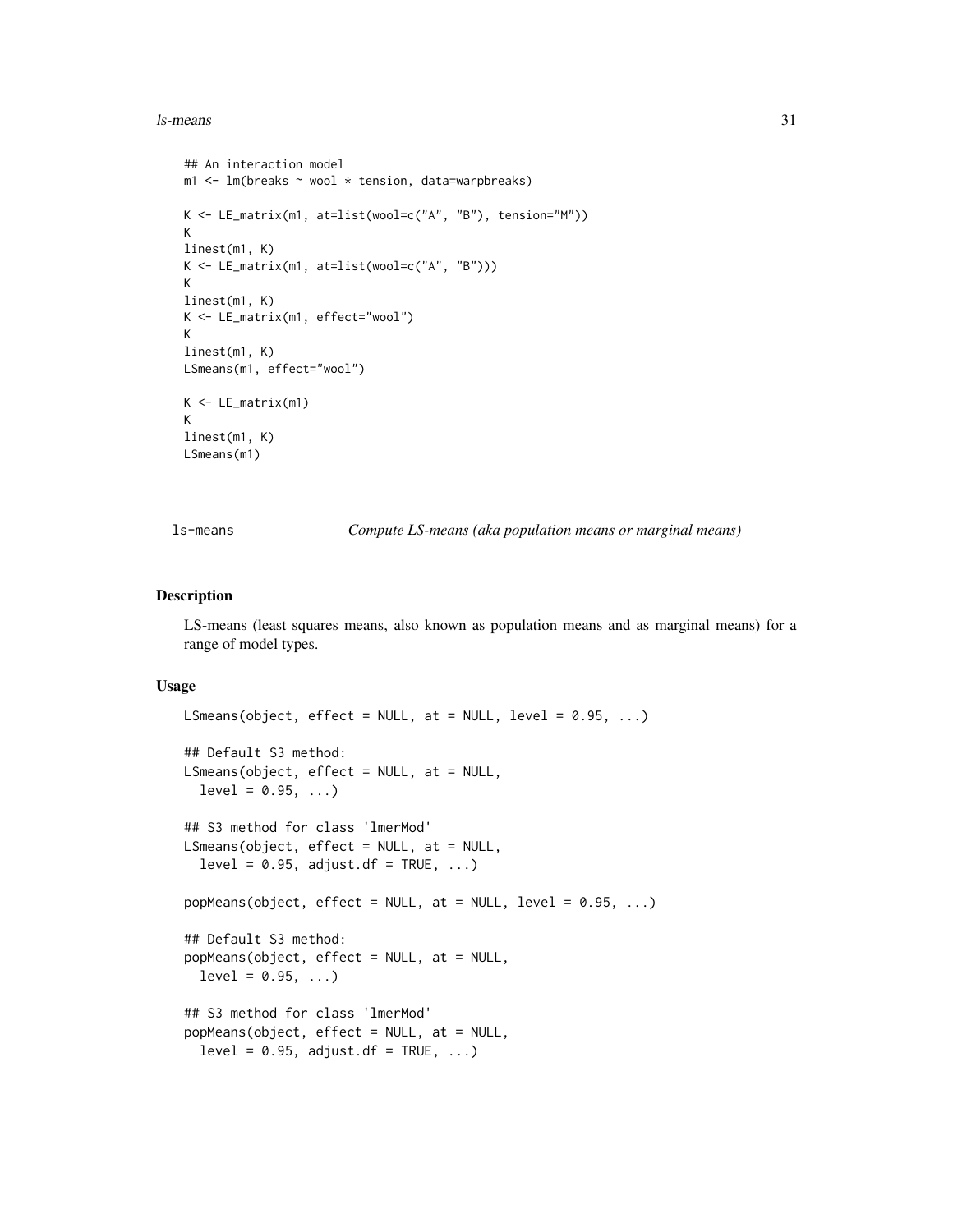```
## An interaction model
m1 <- lm(breaks ~ wool * tension, data=warpbreaks)

K <- LE_matrix(m1, at=list(wool=c("A", "B"), tension="M"))
K
linest(m1, K)
K <- LE_matrix(m1, at=list(wool=c("A", "B")))
K
linest(m1, K)
K <- LE_matrix(m1, effect="wool")
K
linest(m1, K)
LSmeans(m1, effect="wool")

K <- LE_matrix(m1)
K
linest(m1, K)
LSmeans(m1)
```

---

ls-means *Compute LS-means (aka population means or marginal means)*

---

### Description

LS-means (least squares means, also known as population means and as marginal means) for a range of model types.

### Usage

```
LSmeans(object, effect = NULL, at = NULL, level = 0.95, ...)

## Default S3 method:
LSmeans(object, effect = NULL, at = NULL,
  level = 0.95, ...)

## S3 method for class 'lmerMod'
LSmeans(object, effect = NULL, at = NULL,
  level = 0.95, adjust.df = TRUE, ...)

popMeans(object, effect = NULL, at = NULL, level = 0.95, ...)

## Default S3 method:
popMeans(object, effect = NULL, at = NULL,
  level = 0.95, ...)

## S3 method for class 'lmerMod'
popMeans(object, effect = NULL, at = NULL,
  level = 0.95, adjust.df = TRUE, ...)
```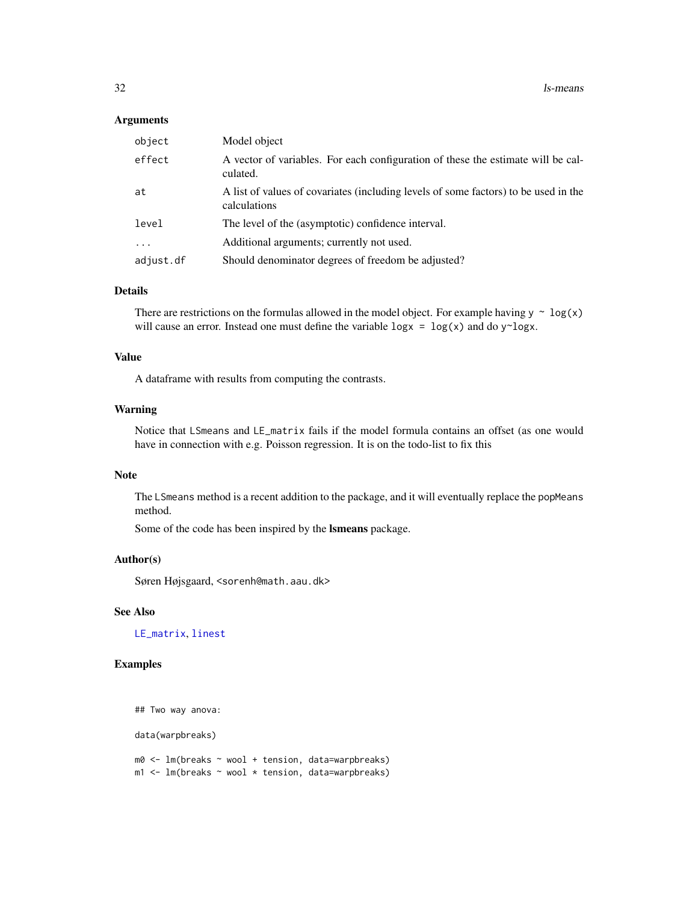### Arguments

| | |
|---|---|
| object | Model object |
| effect | A vector of variables. For each configuration of these the estimate will be calculated. |
| at | A list of values of covariates (including levels of some factors) to be used in the calculations |
| level | The level of the (asymptotic) confidence interval. |
| ... | Additional arguments; currently not used. |
| adjust.df | Should denominator degrees of freedom be adjusted? |

### Details

There are restrictions on the formulas allowed in the model object. For example having `y ~ log(x)` will cause an error. Instead one must define the variable `logx = log(x)` and do `y~logx`.

### Value

A dataframe with results from computing the contrasts.

### Warning

Notice that `LSmeans` and `LE_matrix` fails if the model formula contains an offset (as one would have in connection with e.g. Poisson regression. It is on the todo-list to fix this

### Note

The `LSmeans` method is a recent addition to the package, and it will eventually replace the `popMeans` method.

Some of the code has been inspired by the **lsmeans** package.

### Author(s)

Søren Højsgaard, <sorenh@math.aau.dk>

### See Also

`LE_matrix`, `linest`

### Examples

```
## Two way anova:

data(warpbreaks)

m0 <- lm(breaks ~ wool + tension, data=warpbreaks)
m1 <- lm(breaks ~ wool * tension, data=warpbreaks)
```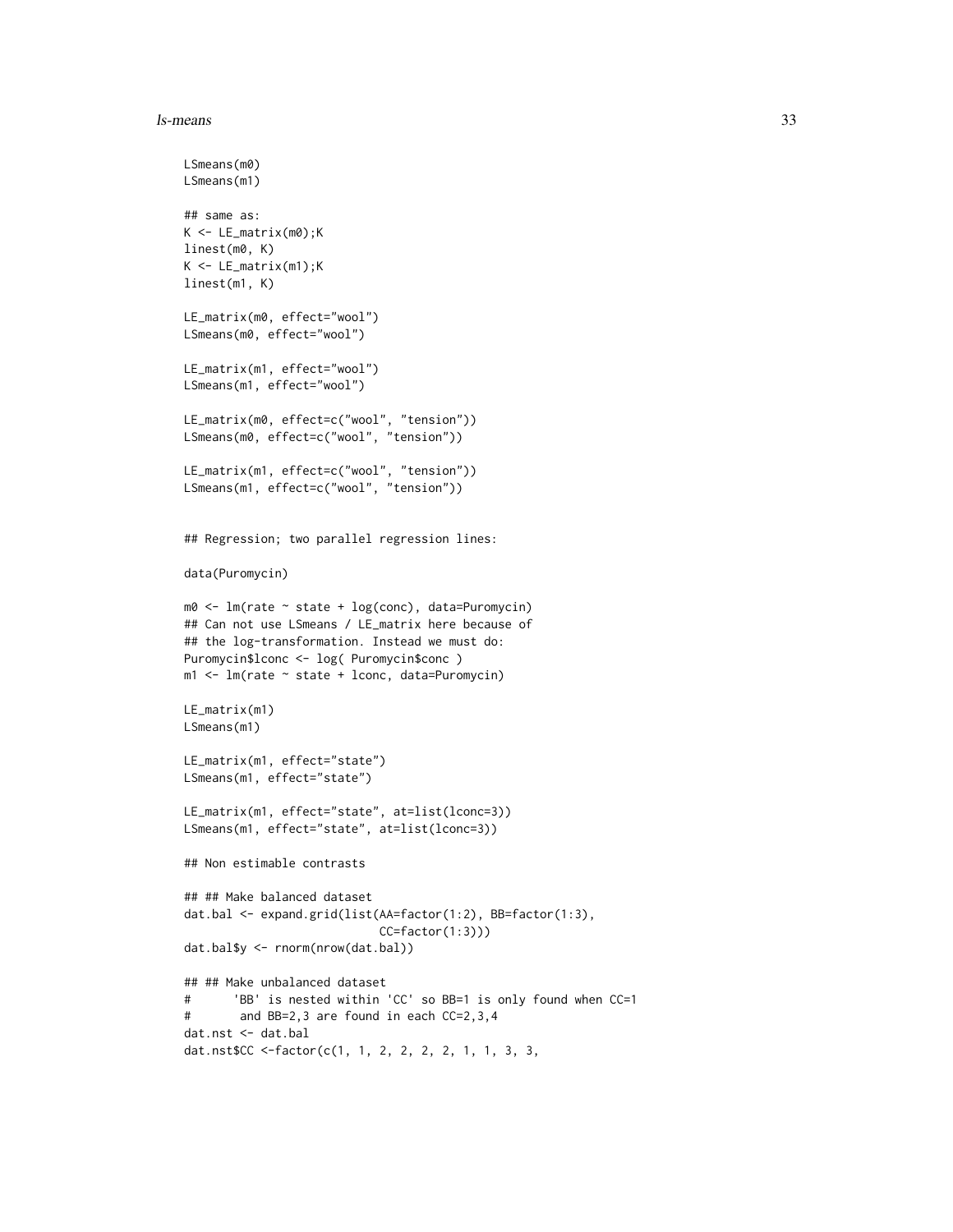```
LSmeans(m0)
LSmeans(m1)

## same as:
K <- LE_matrix(m0);K
linest(m0, K)
K <- LE_matrix(m1);K
linest(m1, K)

LE_matrix(m0, effect="wool")
LSmeans(m0, effect="wool")

LE_matrix(m1, effect="wool")
LSmeans(m1, effect="wool")

LE_matrix(m0, effect=c("wool", "tension"))
LSmeans(m0, effect=c("wool", "tension"))

LE_matrix(m1, effect=c("wool", "tension"))
LSmeans(m1, effect=c("wool", "tension"))


## Regression; two parallel regression lines:

data(Puromycin)

m0 <- lm(rate ~ state + log(conc), data=Puromycin)
## Can not use LSmeans / LE_matrix here because of
## the log-transformation. Instead we must do:
Puromycin$lconc <- log( Puromycin$conc )
m1 <- lm(rate ~ state + lconc, data=Puromycin)

LE_matrix(m1)
LSmeans(m1)

LE_matrix(m1, effect="state")
LSmeans(m1, effect="state")

LE_matrix(m1, effect="state", at=list(lconc=3))
LSmeans(m1, effect="state", at=list(lconc=3))

## Non estimable contrasts

## ## Make balanced dataset
dat.bal <- expand.grid(list(AA=factor(1:2), BB=factor(1:3),
                            CC=factor(1:3)))
dat.bal$y <- rnorm(nrow(dat.bal))

## ## Make unbalanced dataset
#      'BB' is nested within 'CC' so BB=1 is only found when CC=1
#       and BB=2,3 are found in each CC=2,3,4
dat.nst <- dat.bal
dat.nst$CC <-factor(c(1, 1, 2, 2, 2, 2, 1, 1, 3, 3,
```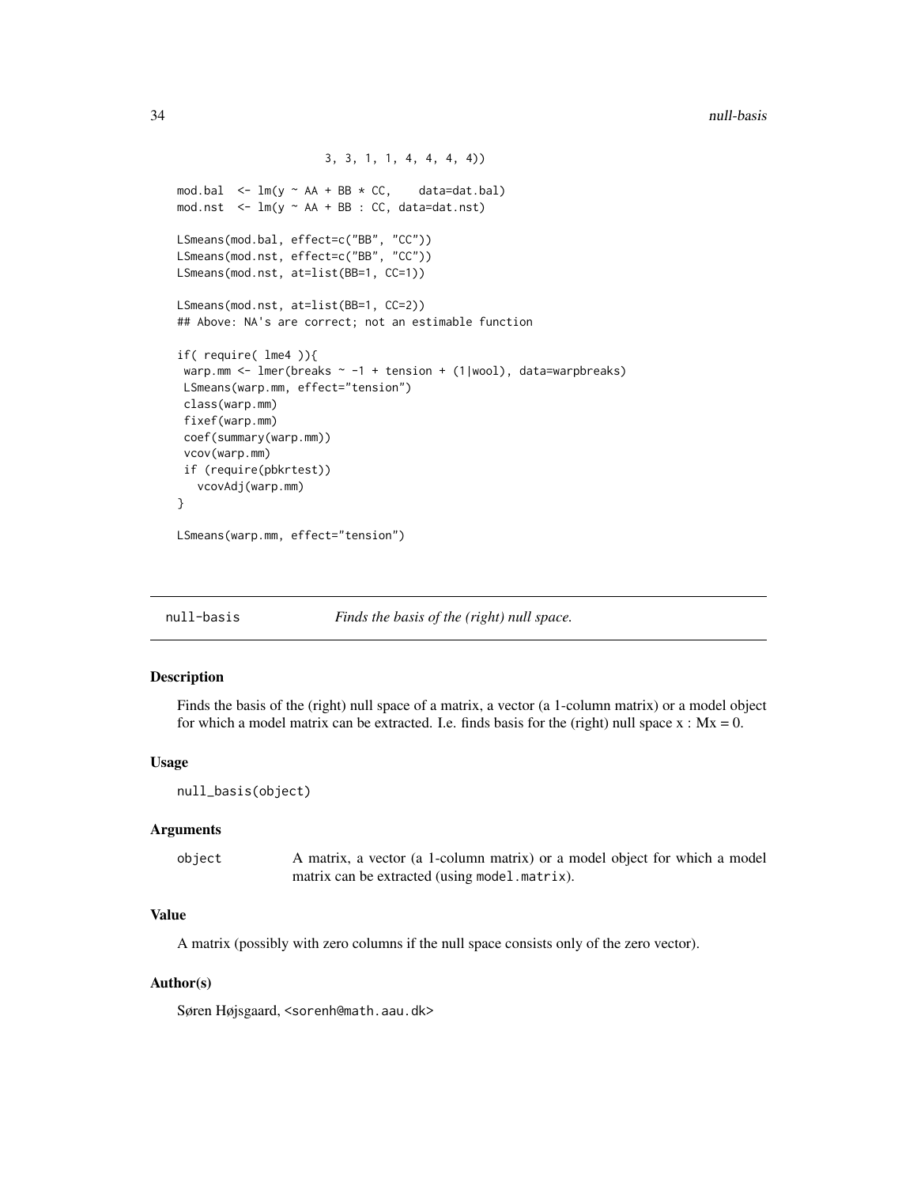```
                    3, 3, 1, 1, 4, 4, 4, 4))

mod.bal  <- lm(y ~ AA + BB * CC,    data=dat.bal)
mod.nst  <- lm(y ~ AA + BB : CC, data=dat.nst)

LSmeans(mod.bal, effect=c("BB", "CC"))
LSmeans(mod.nst, effect=c("BB", "CC"))
LSmeans(mod.nst, at=list(BB=1, CC=1))

LSmeans(mod.nst, at=list(BB=1, CC=2))
## Above: NA's are correct; not an estimable function

if( require( lme4 )){
 warp.mm <- lmer(breaks ~ -1 + tension + (1|wool), data=warpbreaks)
 LSmeans(warp.mm, effect="tension")
 class(warp.mm)
 fixef(warp.mm)
 coef(summary(warp.mm))
 vcov(warp.mm)
 if (require(pbkrtest))
   vcovAdj(warp.mm)
}

LSmeans(warp.mm, effect="tension")
```

## null-basis — *Finds the basis of the (right) null space.*

### Description

Finds the basis of the (right) null space of a matrix, a vector (a 1-column matrix) or a model object for which a model matrix can be extracted. I.e. finds basis for the (right) null space x : Mx = 0.

### Usage

```
null_basis(object)
```

### Arguments

| | |
|---|---|
| object | A matrix, a vector (a 1-column matrix) or a model object for which a model matrix can be extracted (using `model.matrix`). |

### Value

A matrix (possibly with zero columns if the null space consists only of the zero vector).

### Author(s)

Søren Højsgaard, <sorenh@math.aau.dk>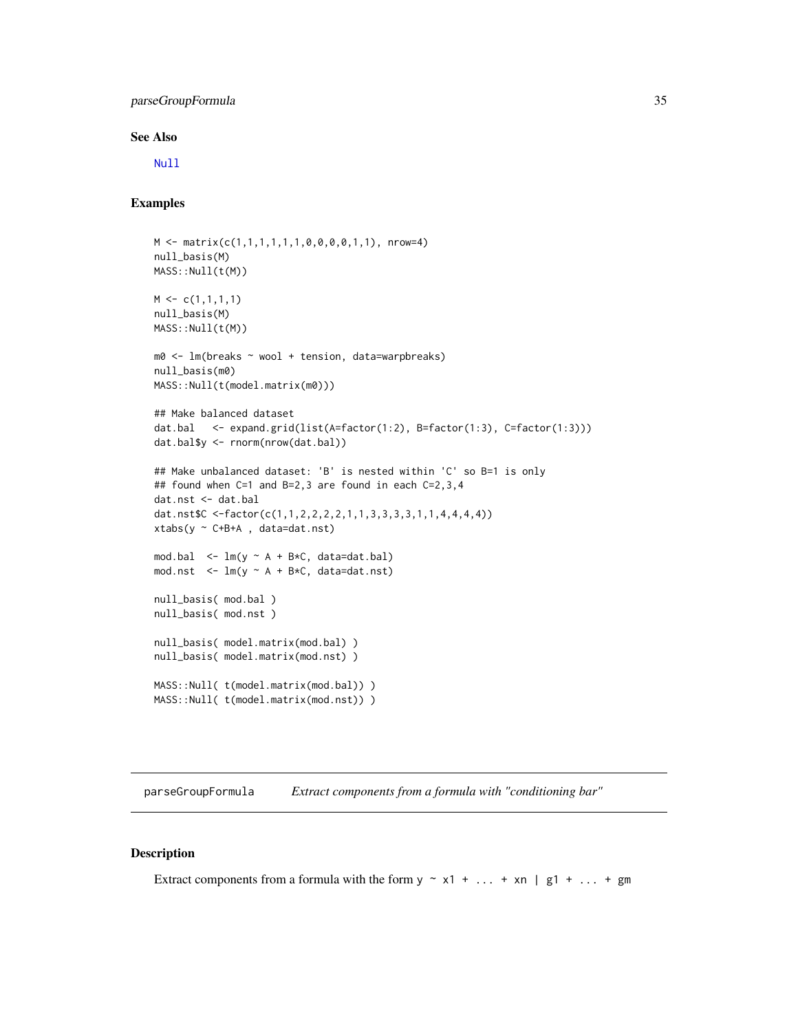### See Also

Null

### Examples

```
M <- matrix(c(1,1,1,1,1,1,0,0,0,0,1,1), nrow=4)
null_basis(M)
MASS::Null(t(M))

M <- c(1,1,1,1)
null_basis(M)
MASS::Null(t(M))

m0 <- lm(breaks ~ wool + tension, data=warpbreaks)
null_basis(m0)
MASS::Null(t(model.matrix(m0)))

## Make balanced dataset
dat.bal   <- expand.grid(list(A=factor(1:2), B=factor(1:3), C=factor(1:3)))
dat.bal$y <- rnorm(nrow(dat.bal))

## Make unbalanced dataset: 'B' is nested within 'C' so B=1 is only
## found when C=1 and B=2,3 are found in each C=2,3,4
dat.nst <- dat.bal
dat.nst$C <-factor(c(1,1,2,2,2,2,1,1,3,3,3,3,1,1,4,4,4,4))
xtabs(y ~ C+B+A , data=dat.nst)

mod.bal  <- lm(y ~ A + B*C, data=dat.bal)
mod.nst  <- lm(y ~ A + B*C, data=dat.nst)

null_basis( mod.bal )
null_basis( mod.nst )

null_basis( model.matrix(mod.bal) )
null_basis( model.matrix(mod.nst) )

MASS::Null( t(model.matrix(mod.bal)) )
MASS::Null( t(model.matrix(mod.nst)) )
```

---

## parseGroupFormula    *Extract components from a formula with "conditioning bar"*

### Description

Extract components from a formula with the form `y ~ x1 + ... + xn | g1 + ... + gm`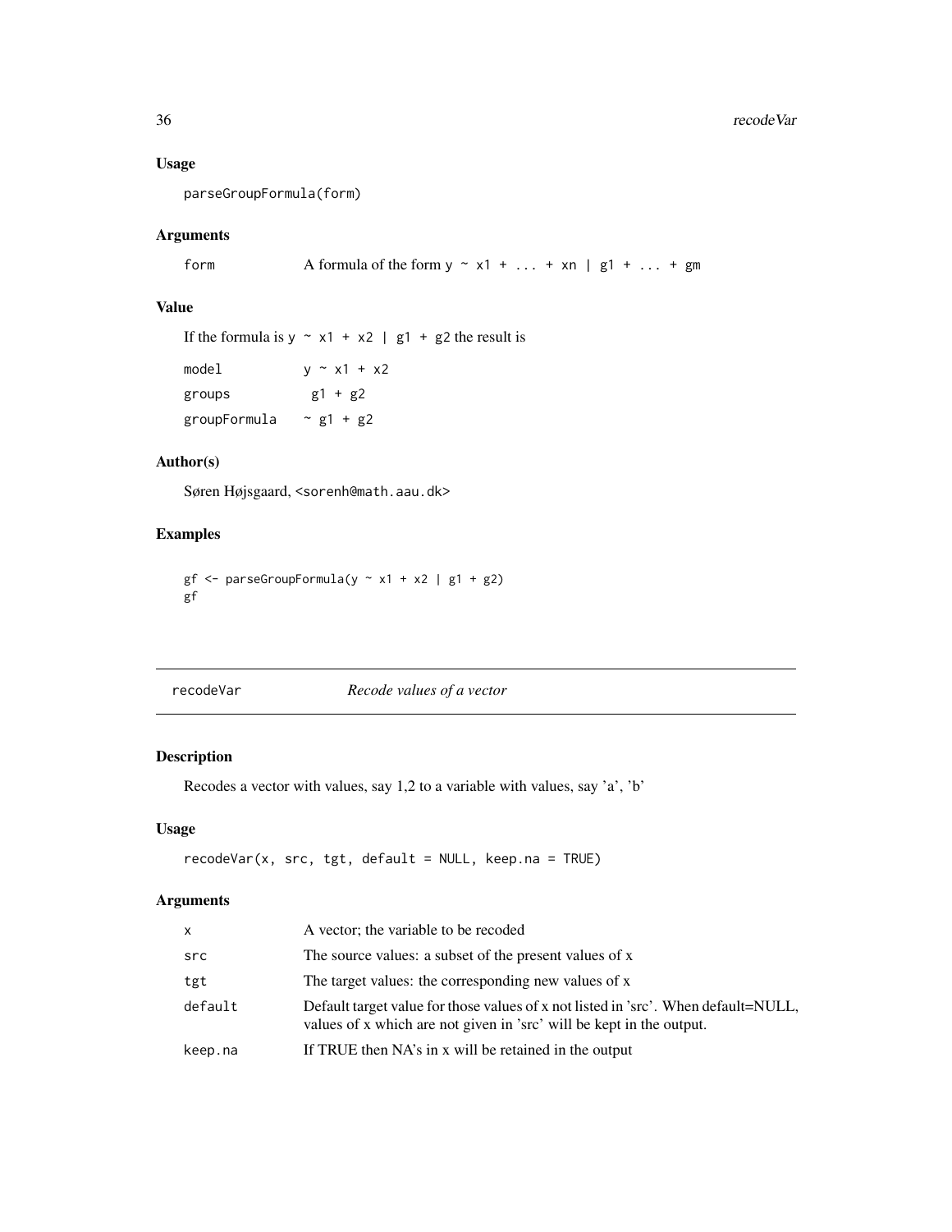### Usage

```
parseGroupFormula(form)
```

### Arguments

| | |
|---|---|
| form | A formula of the form `y ~ x1 + ... + xn | g1 + ... + gm` |

### Value

If the formula is `y ~ x1 + x2 | g1 + g2` the result is

| | |
|---|---|
| model | `y ~ x1 + x2` |
| groups | `g1 + g2` |
| groupFormula | `~ g1 + g2` |

### Author(s)

Søren Højsgaard, <sorenh@math.aau.dk>

### Examples

```
gf <- parseGroupFormula(y ~ x1 + x2 | g1 + g2)
gf
```

---

## recodeVar *Recode values of a vector*

### Description

Recodes a vector with values, say 1,2 to a variable with values, say 'a', 'b'

### Usage

```
recodeVar(x, src, tgt, default = NULL, keep.na = TRUE)
```

### Arguments

| | |
|---|---|
| x | A vector; the variable to be recoded |
| src | The source values: a subset of the present values of x |
| tgt | The target values: the corresponding new values of x |
| default | Default target value for those values of x not listed in 'src'. When default=NULL, values of x which are not given in 'src' will be kept in the output. |
| keep.na | If TRUE then NA's in x will be retained in the output |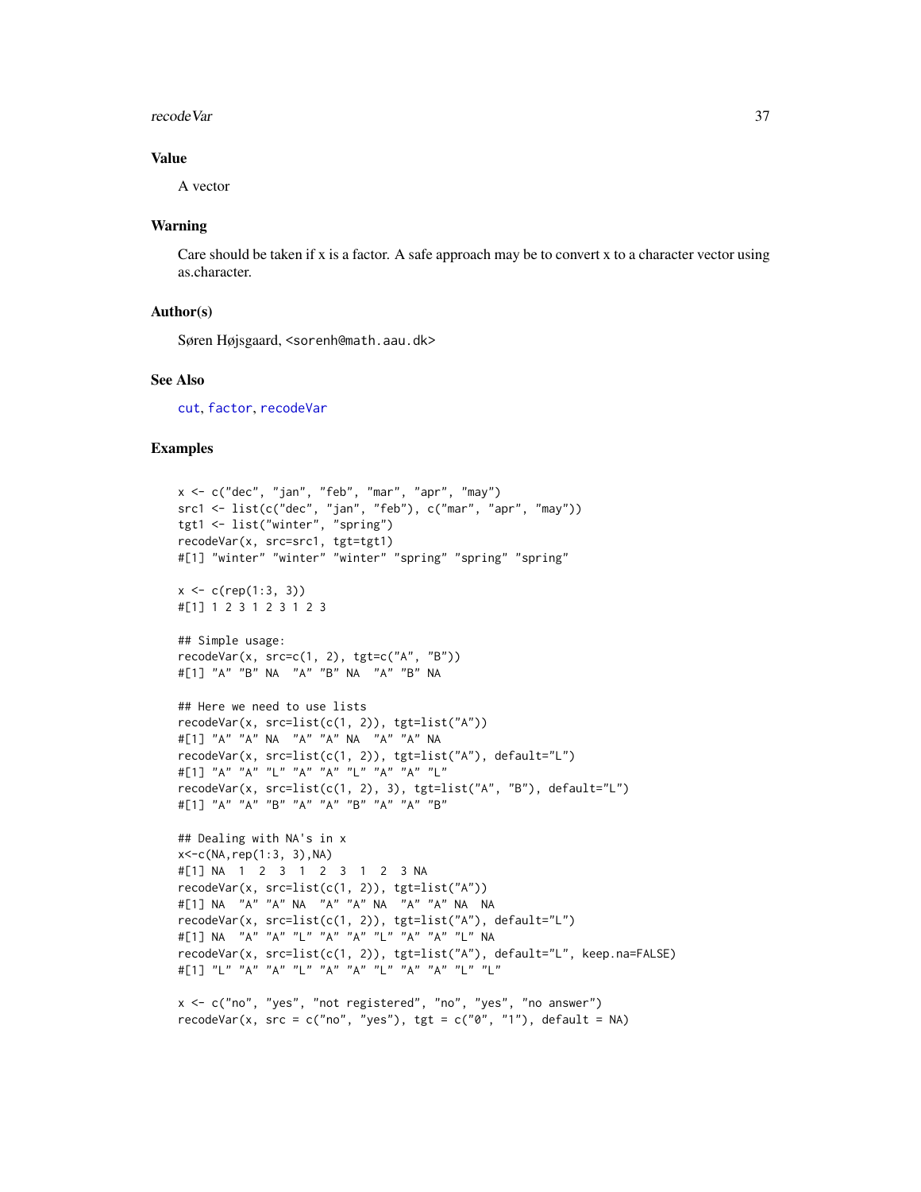## Value

A vector

## Warning

Care should be taken if x is a factor. A safe approach may be to convert x to a character vector using as.character.

## Author(s)

Søren Højsgaard, <sorenh@math.aau.dk>

## See Also

cut, factor, recodeVar

## Examples

```
x <- c("dec", "jan", "feb", "mar", "apr", "may")
src1 <- list(c("dec", "jan", "feb"), c("mar", "apr", "may"))
tgt1 <- list("winter", "spring")
recodeVar(x, src=src1, tgt=tgt1)
#[1] "winter" "winter" "winter" "spring" "spring" "spring"

x <- c(rep(1:3, 3))
#[1] 1 2 3 1 2 3 1 2 3

## Simple usage:
recodeVar(x, src=c(1, 2), tgt=c("A", "B"))
#[1] "A" "B" NA  "A" "B" NA  "A" "B" NA

## Here we need to use lists
recodeVar(x, src=list(c(1, 2)), tgt=list("A"))
#[1] "A" "A" NA  "A" "A" NA  "A" "A" NA
recodeVar(x, src=list(c(1, 2)), tgt=list("A"), default="L")
#[1] "A" "A" "L" "A" "A" "L" "A" "A" "L"
recodeVar(x, src=list(c(1, 2), 3), tgt=list("A", "B"), default="L")
#[1] "A" "A" "B" "A" "A" "B" "A" "A" "B"

## Dealing with NA's in x
x<-c(NA,rep(1:3, 3),NA)
#[1] NA  1  2  3  1  2  3  1  2  3 NA
recodeVar(x, src=list(c(1, 2)), tgt=list("A"))
#[1] NA  "A" "A" NA  "A" "A" NA  "A" "A" NA  NA
recodeVar(x, src=list(c(1, 2)), tgt=list("A"), default="L")
#[1] NA  "A" "A" "L" "A" "A" "L" "A" "A" "L" NA
recodeVar(x, src=list(c(1, 2)), tgt=list("A"), default="L", keep.na=FALSE)
#[1] "L" "A" "A" "L" "A" "A" "L" "A" "A" "L" "L"

x <- c("no", "yes", "not registered", "no", "yes", "no answer")
recodeVar(x, src = c("no", "yes"), tgt = c("0", "1"), default = NA)
```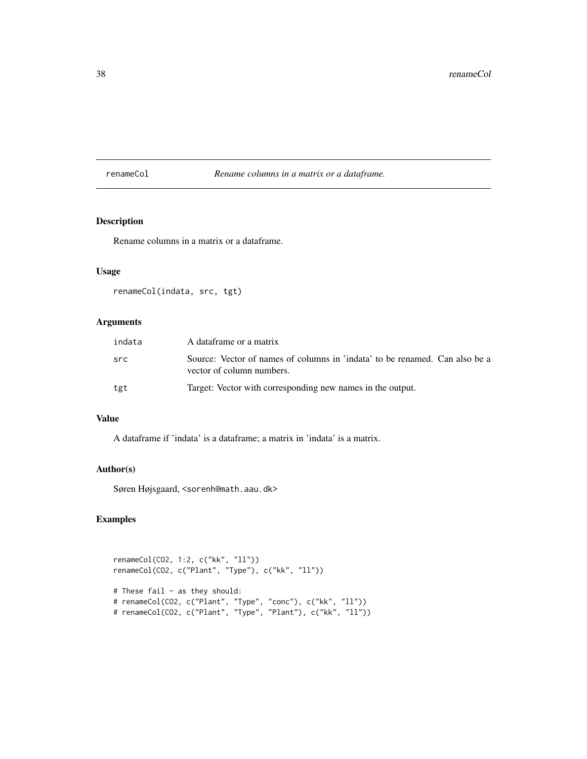## renameCol

*Rename columns in a matrix or a dataframe.*

### Description

Rename columns in a matrix or a dataframe.

### Usage

```
renameCol(indata, src, tgt)
```

### Arguments

| | |
|---|---|
| indata | A dataframe or a matrix |
| src | Source: Vector of names of columns in 'indata' to be renamed. Can also be a vector of column numbers. |
| tgt | Target: Vector with corresponding new names in the output. |

### Value

A dataframe if 'indata' is a dataframe; a matrix in 'indata' is a matrix.

### Author(s)

Søren Højsgaard, <sorenh@math.aau.dk>

### Examples

```
renameCol(CO2, 1:2, c("kk", "ll"))
renameCol(CO2, c("Plant", "Type"), c("kk", "ll"))

# These fail - as they should:
# renameCol(CO2, c("Plant", "Type", "conc"), c("kk", "ll"))
# renameCol(CO2, c("Plant", "Type", "Plant"), c("kk", "ll"))
```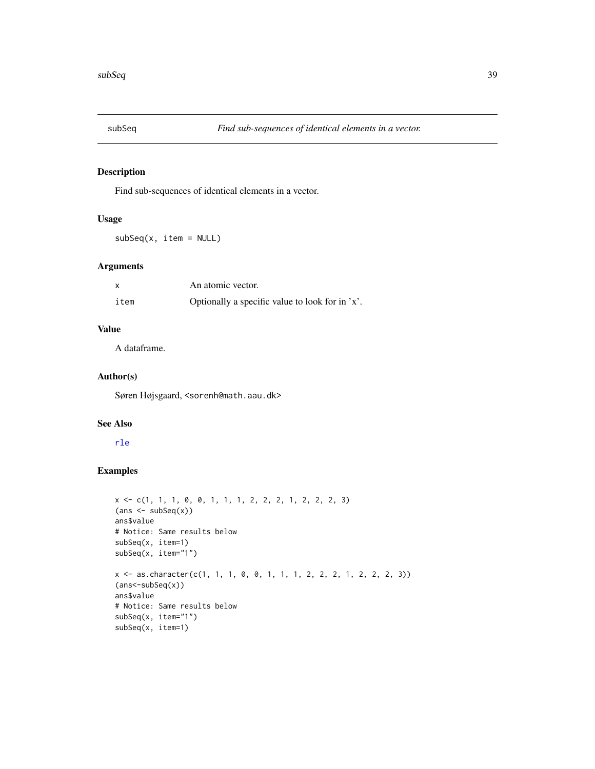## subSeq — *Find sub-sequences of identical elements in a vector.*

### Description

Find sub-sequences of identical elements in a vector.

### Usage

```
subSeq(x, item = NULL)
```

### Arguments

| | |
|---|---|
| `x` | An atomic vector. |
| `item` | Optionally a specific value to look for in 'x'. |

### Value

A dataframe.

### Author(s)

Søren Højsgaard, <sorenh@math.aau.dk>

### See Also

`rle`

### Examples

```
x <- c(1, 1, 1, 0, 0, 1, 1, 1, 2, 2, 2, 1, 2, 2, 2, 3)
(ans <- subSeq(x))
ans$value
# Notice: Same results below
subSeq(x, item=1)
subSeq(x, item="1")

x <- as.character(c(1, 1, 1, 0, 0, 1, 1, 1, 2, 2, 2, 1, 2, 2, 2, 3))
(ans<-subSeq(x))
ans$value
# Notice: Same results below
subSeq(x, item="1")
subSeq(x, item=1)
```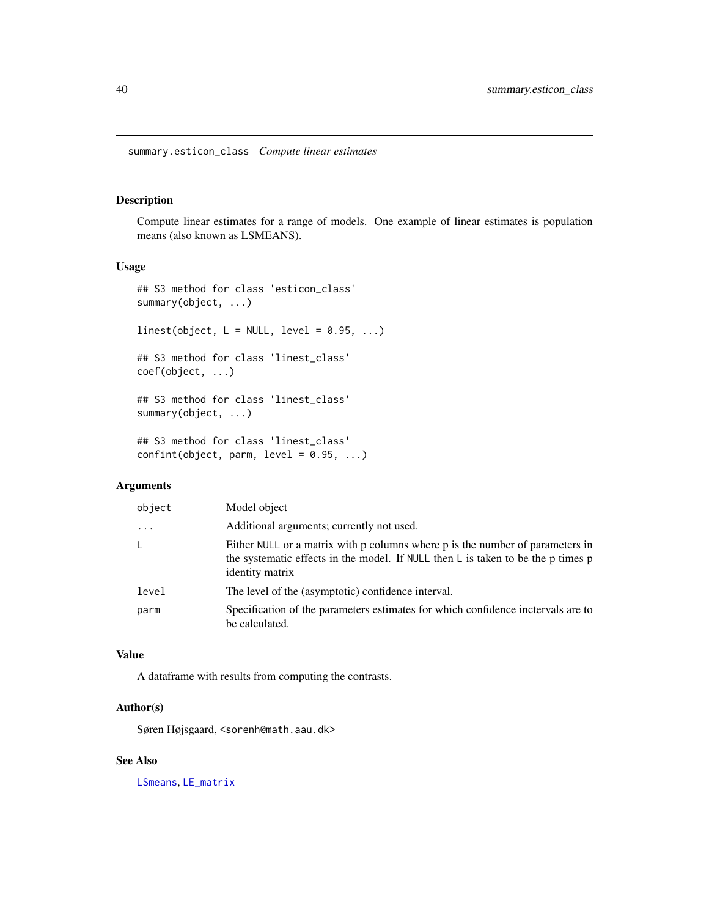## summary.esticon_class *Compute linear estimates*

### Description

Compute linear estimates for a range of models. One example of linear estimates is population means (also known as LSMEANS).

### Usage

```
## S3 method for class 'esticon_class'
summary(object, ...)

linest(object, L = NULL, level = 0.95, ...)

## S3 method for class 'linest_class'
coef(object, ...)

## S3 method for class 'linest_class'
summary(object, ...)

## S3 method for class 'linest_class'
confint(object, parm, level = 0.95, ...)
```

### Arguments

| | |
|---|---|
| `object` | Model object |
| `...` | Additional arguments; currently not used. |
| `L` | Either `NULL` or a matrix with p columns where p is the number of parameters in the systematic effects in the model. If `NULL` then `L` is taken to be the p times p identity matrix |
| `level` | The level of the (asymptotic) confidence interval. |
| `parm` | Specification of the parameters estimates for which confidence inctervals are to be calculated. |

### Value

A dataframe with results from computing the contrasts.

### Author(s)

Søren Højsgaard, <sorenh@math.aau.dk>

### See Also

`LSmeans`, `LE_matrix`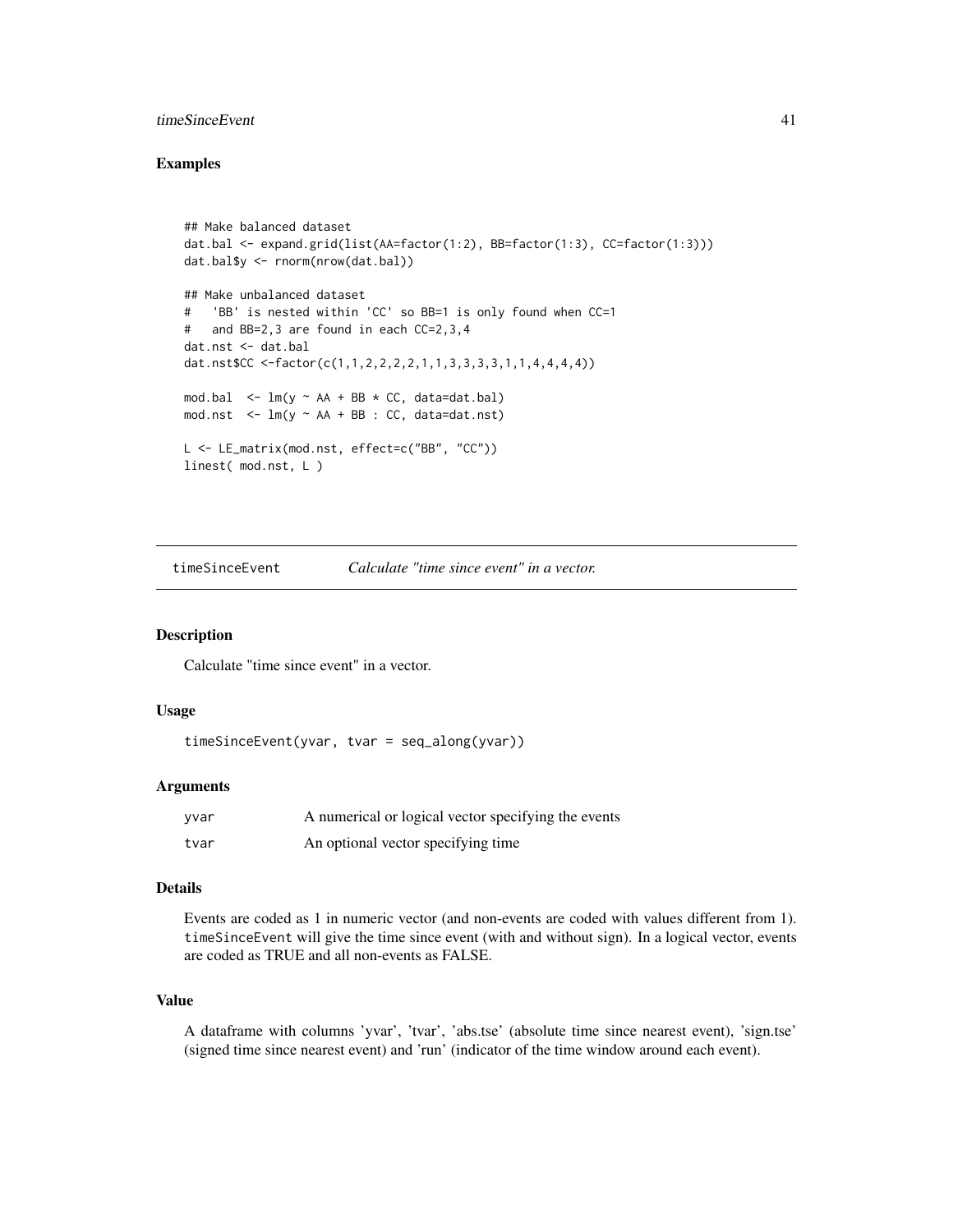## Examples

```
## Make balanced dataset
dat.bal <- expand.grid(list(AA=factor(1:2), BB=factor(1:3), CC=factor(1:3)))
dat.bal$y <- rnorm(nrow(dat.bal))

## Make unbalanced dataset
#   'BB' is nested within 'CC' so BB=1 is only found when CC=1
#   and BB=2,3 are found in each CC=2,3,4
dat.nst <- dat.bal
dat.nst$CC <-factor(c(1,1,2,2,2,2,1,1,3,3,3,3,1,1,4,4,4,4))

mod.bal  <- lm(y ~ AA + BB * CC, data=dat.bal)
mod.nst  <- lm(y ~ AA + BB : CC, data=dat.nst)

L <- LE_matrix(mod.nst, effect=c("BB", "CC"))
linest( mod.nst, L )
```

---

# timeSinceEvent — *Calculate "time since event" in a vector.*

## Description

Calculate "time since event" in a vector.

## Usage

```
timeSinceEvent(yvar, tvar = seq_along(yvar))
```

## Arguments

| | |
|---|---|
| yvar | A numerical or logical vector specifying the events |
| tvar | An optional vector specifying time |

## Details

Events are coded as 1 in numeric vector (and non-events are coded with values different from 1). `timeSinceEvent` will give the time since event (with and without sign). In a logical vector, events are coded as TRUE and all non-events as FALSE.

## Value

A dataframe with columns 'yvar', 'tvar', 'abs.tse' (absolute time since nearest event), 'sign.tse' (signed time since nearest event) and 'run' (indicator of the time window around each event).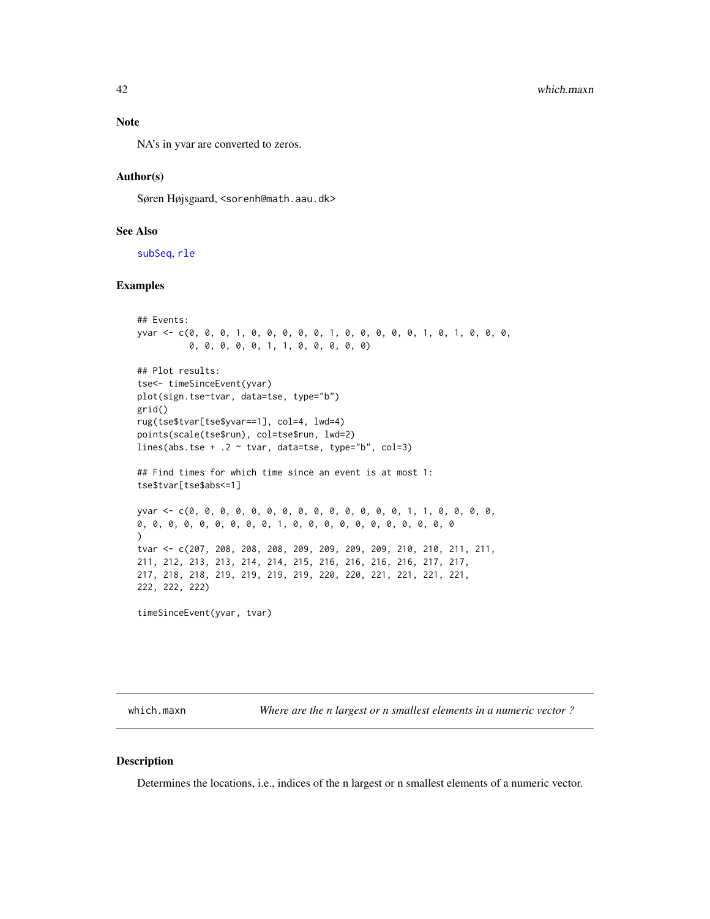## Note

NA's in yvar are converted to zeros.

## Author(s)

Søren Højsgaard, <sorenh@math.aau.dk>

## See Also

subSeq, rle

## Examples

```
## Events:
yvar <- c(0, 0, 0, 1, 0, 0, 0, 0, 0, 1, 0, 0, 0, 0, 0, 1, 0, 1, 0, 0, 0,
          0, 0, 0, 0, 0, 1, 1, 0, 0, 0, 0, 0)

## Plot results:
tse<- timeSinceEvent(yvar)
plot(sign.tse~tvar, data=tse, type="b")
grid()
rug(tse$tvar[tse$yvar==1], col=4, lwd=4)
points(scale(tse$run), col=tse$run, lwd=2)
lines(abs.tse + .2 ~ tvar, data=tse, type="b", col=3)

## Find times for which time since an event is at most 1:
tse$tvar[tse$abs<=1]

yvar <- c(0, 0, 0, 0, 0, 0, 0, 0, 0, 0, 0, 0, 0, 0, 1, 1, 0, 0, 0, 0,
0, 0, 0, 0, 0, 0, 0, 0, 1, 0, 0, 0, 0, 0, 0, 0, 0, 0, 0, 0
)
tvar <- c(207, 208, 208, 208, 209, 209, 209, 209, 210, 210, 211, 211,
211, 212, 213, 213, 214, 214, 215, 216, 216, 216, 216, 217, 217,
217, 218, 218, 219, 219, 219, 219, 220, 220, 221, 221, 221, 221,
222, 222, 222)

timeSinceEvent(yvar, tvar)
```

---

which.maxn &nbsp;&nbsp;&nbsp;&nbsp; *Where are the n largest or n smallest elements in a numeric vector ?*

## Description

Determines the locations, i.e., indices of the n largest or n smallest elements of a numeric vector.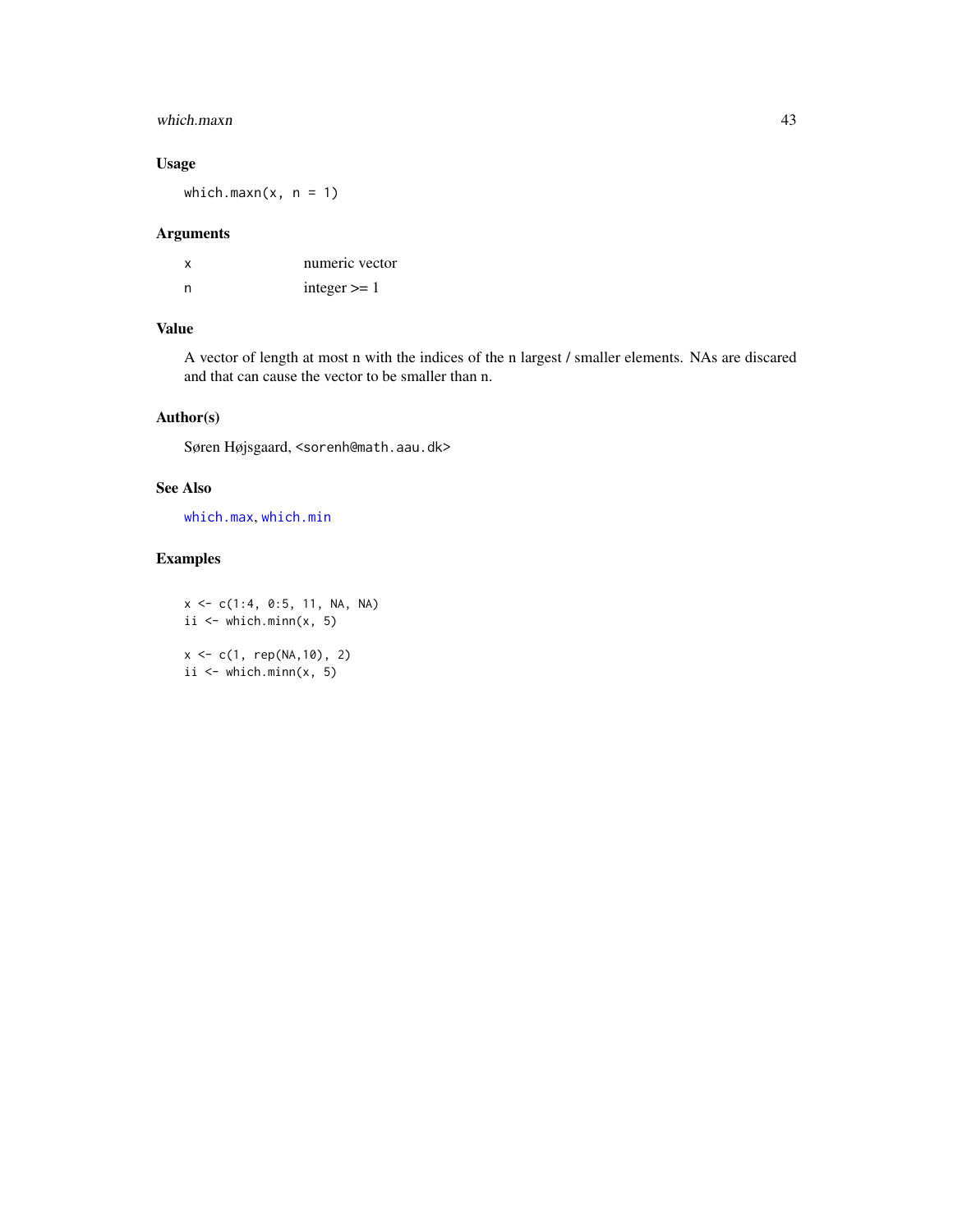## Usage

```
which.maxn(x, n = 1)
```

## Arguments

| | |
|---|---|
| x | numeric vector |
| n | integer >= 1 |

## Value

A vector of length at most n with the indices of the n largest / smaller elements. NAs are discared and that can cause the vector to be smaller than n.

## Author(s)

Søren Højsgaard, <sorenh@math.aau.dk>

## See Also

which.max, which.min

## Examples

```
x <- c(1:4, 0:5, 11, NA, NA)
ii <- which.minn(x, 5)

x <- c(1, rep(NA,10), 2)
ii <- which.minn(x, 5)
```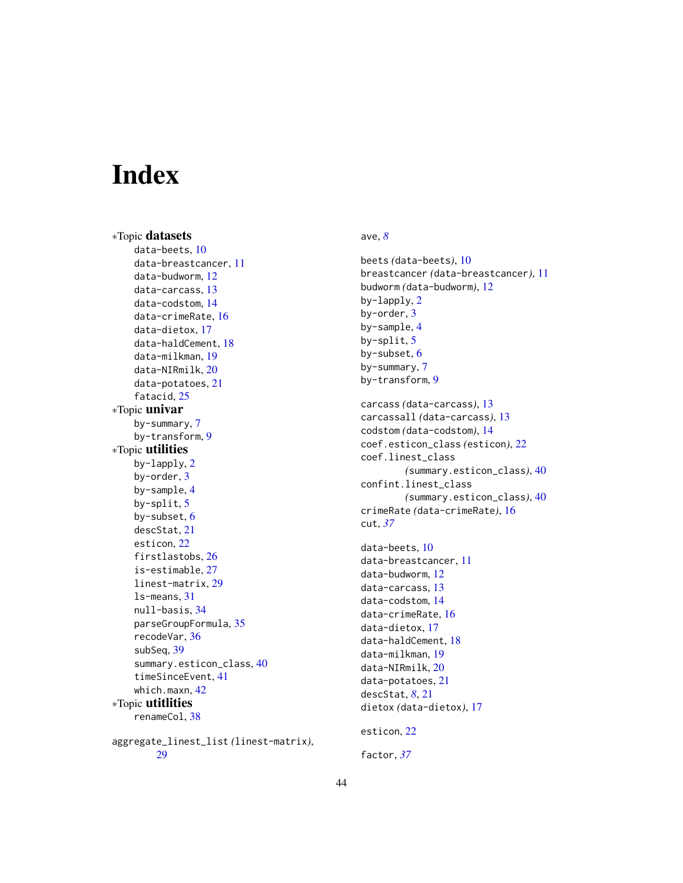# Index

∗Topic **datasets**
- data-beets, 10
- data-breastcancer, 11
- data-budworm, 12
- data-carcass, 13
- data-codstom, 14
- data-crimeRate, 16
- data-dietox, 17
- data-haldCement, 18
- data-milkman, 19
- data-NIRmilk, 20
- data-potatoes, 21
- fatacid, 25

∗Topic **univar**
- by-summary, 7
- by-transform, 9

∗Topic **utilities**
- by-lapply, 2
- by-order, 3
- by-sample, 4
- by-split, 5
- by-subset, 6
- descStat, 21
- esticon, 22
- firstlastobs, 26
- is-estimable, 27
- linest-matrix, 29
- ls-means, 31
- null-basis, 34
- parseGroupFormula, 35
- recodeVar, 36
- subSeq, 39
- summary.esticon_class, 40
- timeSinceEvent, 41
- which.maxn, 42

∗Topic **utitlities**
- renameCol, 38

aggregate_linest_list *(linest-matrix)*, 29

ave, *8*

beets *(data-beets)*, 10
breastcancer *(data-breastcancer)*, 11
budworm *(data-budworm)*, 12
by-lapply, 2
by-order, 3
by-sample, 4
by-split, 5
by-subset, 6
by-summary, 7
by-transform, 9

carcass *(data-carcass)*, 13
carcassall *(data-carcass)*, 13
codstom *(data-codstom)*, 14
coef.esticon_class *(esticon)*, 22
coef.linest_class *(summary.esticon_class)*, 40
confint.linest_class *(summary.esticon_class)*, 40
crimeRate *(data-crimeRate)*, 16
cut, *37*

data-beets, 10
data-breastcancer, 11
data-budworm, 12
data-carcass, 13
data-codstom, 14
data-crimeRate, 16
data-dietox, 17
data-haldCement, 18
data-milkman, 19
data-NIRmilk, 20
data-potatoes, 21
descStat, *8*, 21
dietox *(data-dietox)*, 17

esticon, 22

factor, *37*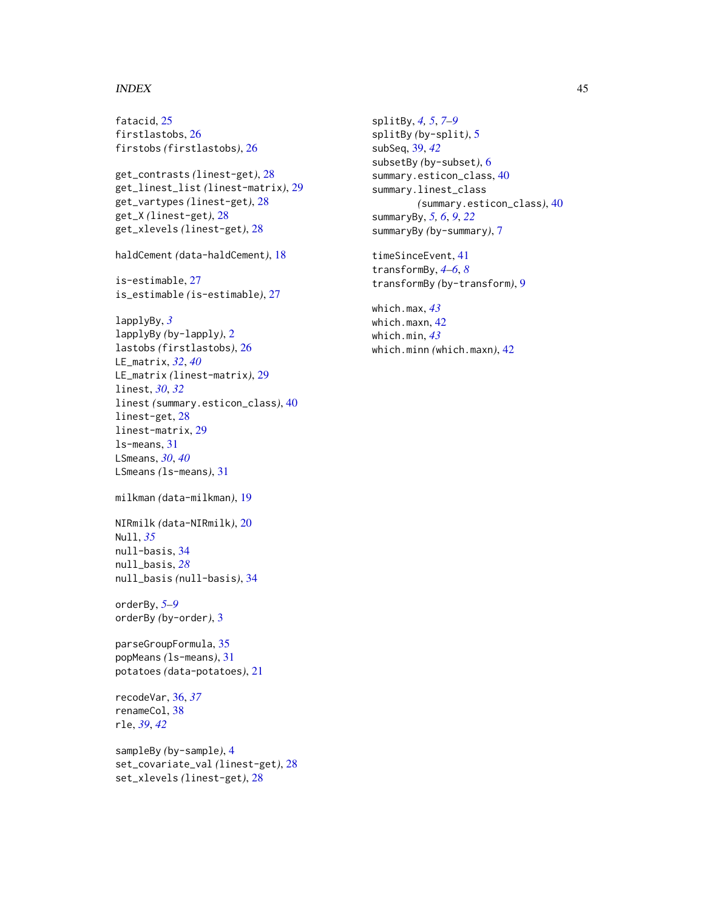fatacid, 25
firstlastobs, 26
firstobs *(firstlastobs)*, 26

get_contrasts *(linest-get)*, 28
get_linest_list *(linest-matrix)*, 29
get_vartypes *(linest-get)*, 28
get_X *(linest-get)*, 28
get_xlevels *(linest-get)*, 28

haldCement *(data-haldCement)*, 18

is-estimable, 27
is_estimable *(is-estimable)*, 27

lapplyBy, *3*
lapplyBy *(by-lapply)*, 2
lastobs *(firstlastobs)*, 26
LE_matrix, *32*, *40*
LE_matrix *(linest-matrix)*, 29
linest, *30*, *32*
linest *(summary.esticon_class)*, 40
linest-get, 28
linest-matrix, 29
ls-means, 31
LSmeans, *30*, *40*
LSmeans *(ls-means)*, 31

milkman *(data-milkman)*, 19

NIRmilk *(data-NIRmilk)*, 20
Null, *35*
null-basis, 34
null_basis, *28*
null_basis *(null-basis)*, 34

orderBy, *5–9*
orderBy *(by-order)*, 3

parseGroupFormula, 35
popMeans *(ls-means)*, 31
potatoes *(data-potatoes)*, 21

recodeVar, 36, *37*
renameCol, 38
rle, *39*, *42*

sampleBy *(by-sample)*, 4
set_covariate_val *(linest-get)*, 28
set_xlevels *(linest-get)*, 28
splitBy, *4, 5*, *7–9*
splitBy *(by-split)*, 5
subSeq, 39, *42*
subsetBy *(by-subset)*, 6
summary.esticon_class, 40
summary.linest_class *(summary.esticon_class)*, 40
summaryBy, *5, 6*, *9*, *22*
summaryBy *(by-summary)*, 7

timeSinceEvent, 41
transformBy, *4–6*, *8*
transformBy *(by-transform)*, 9

which.max, *43*
which.maxn, 42
which.min, *43*
which.minn *(which.maxn)*, 42